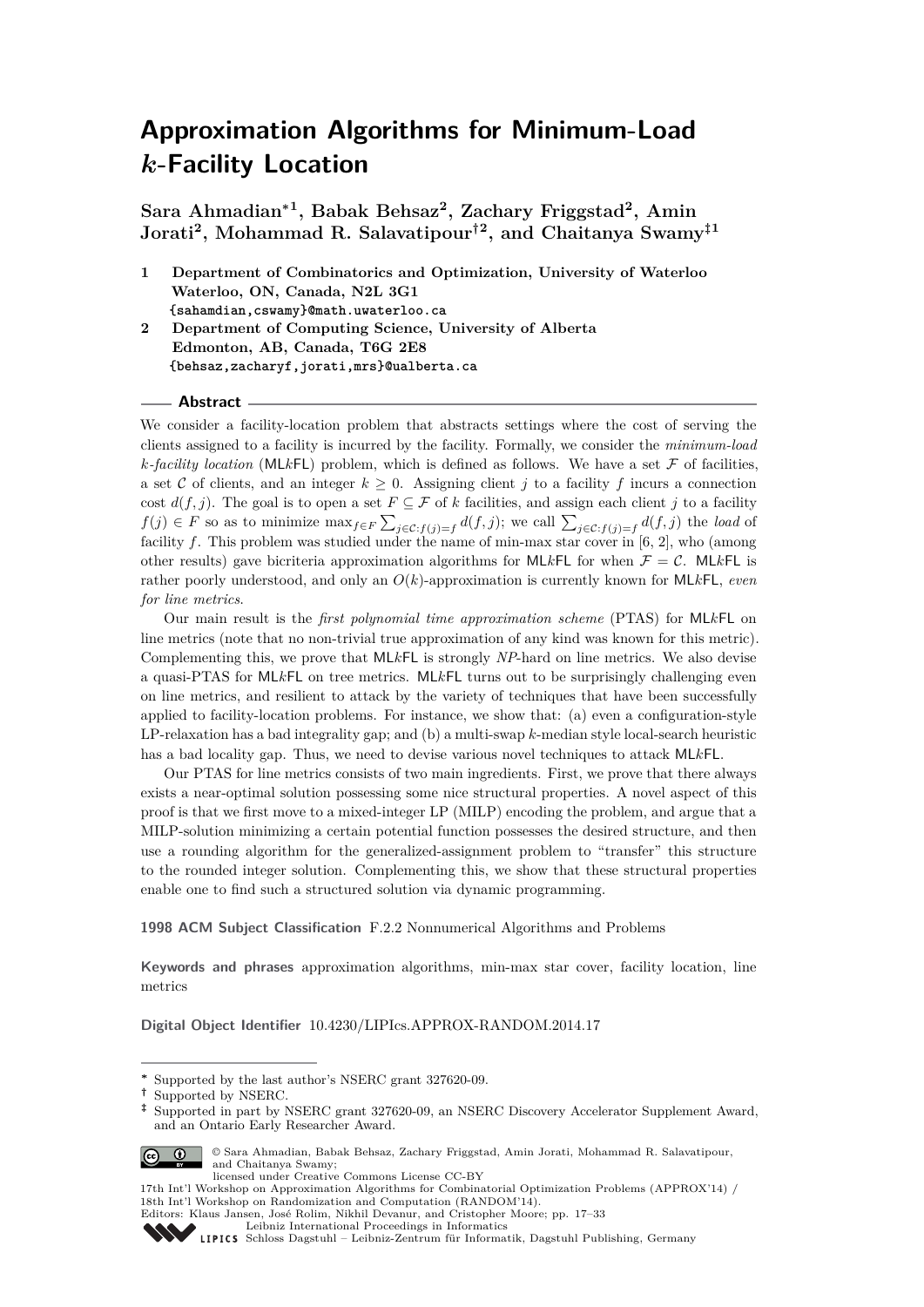# Approximation Algorithms for Minimum-Load $k$-Facility Location

**Sara Ahmadian*[1], Babak Behsaz[2], Zachary Friggstad[2], Amin Jorati[2], Mohammad R. Salavatipour†[2], and Chaitanya Swamy‡[1]**

1. Department of Combinatorics and Optimization, University of Waterloo Waterloo, ON, Canada, N2L 3G1 {sahamdian,cswamy}@math.uwaterloo.ca
2. Department of Computing Science, University of Alberta Edmonton, AB, Canada, T6G 2E8 {behsaz,zacharyf,jorati,mrs}@ualberta.ca

## Abstract

We consider a facility-location problem that abstracts settings where the cost of serving the clients assigned to a facility is incurred by the facility. Formally, we consider the *minimum-load k-facility location* (ML$k$FL) problem, which is defined as follows. We have a set $\mathcal{F}$ of facilities, a set $\mathcal{C}$ of clients, and an integer $k \geq 0$. Assigning client $j$ to a facility $f$ incurs a connection cost $d(f, j)$. The goal is to open a set $F \subseteq \mathcal{F}$ of $k$ facilities, and assign each client $j$ to a facility $f(j) \in F$ so as to minimize $\max_{f \in F} \sum_{j \in \mathcal{C}: f(j)=f} d(f, j)$; we call $\sum_{j \in \mathcal{C}: f(j)=f} d(f, j)$ the *load* of facility $f$. This problem was studied under the name of min-max star cover in [6, 2], who (among other results) gave bicriteria approximation algorithms for ML$k$FL for when $\mathcal{F} = \mathcal{C}$. ML$k$FL is rather poorly understood, and only an $O(k)$-approximation is currently known for ML$k$FL, *even for line metrics*.

Our main result is the *first polynomial time approximation scheme* (PTAS) for ML$k$FL on line metrics (note that no non-trivial true approximation of any kind was known for this metric). Complementing this, we prove that ML$k$FL is strongly *NP*-hard on line metrics. We also devise a quasi-PTAS for ML$k$FL on tree metrics. ML$k$FL turns out to be surprisingly challenging even on line metrics, and resilient to attack by the variety of techniques that have been successfully applied to facility-location problems. For instance, we show that: (a) even a configuration-style LP-relaxation has a bad integrality gap; and (b) a multi-swap $k$-median style local-search heuristic has a bad locality gap. Thus, we need to devise various novel techniques to attack ML$k$FL.

Our PTAS for line metrics consists of two main ingredients. First, we prove that there always exists a near-optimal solution possessing some nice structural properties. A novel aspect of this proof is that we first move to a mixed-integer LP (MILP) encoding the problem, and argue that a MILP-solution minimizing a certain potential function possesses the desired structure, and then use a rounding algorithm for the generalized-assignment problem to "transfer" this structure to the rounded integer solution. Complementing this, we show that these structural properties enable one to find such a structured solution via dynamic programming.

**1998 ACM Subject Classification** F.2.2 Nonnumerical Algorithms and Problems

**Keywords and phrases** approximation algorithms, min-max star cover, facility location, line metrics

**Digital Object Identifier** 10.4230/LIPIcs.APPROX-RANDOM.2014.17

---

* Supported by the last author's NSERC grant 327620-09.
† Supported by NSERC.
‡ Supported in part by NSERC grant 327620-09, an NSERC Discovery Accelerator Supplement Award, and an Ontario Early Researcher Award.

© Sara Ahmadian, Babak Behsaz, Zachary Friggstad, Amin Jorati, Mohammad R. Salavatipour, and Chaitanya Swamy; licensed under Creative Commons License CC-BY
17th Int'l Workshop on Approximation Algorithms for Combinatorial Optimization Problems (APPROX'14) / 18th Int'l Workshop on Randomization and Computation (RANDOM'14).
Editors: Klaus Jansen, José Rolim, Nikhil Devanur, and Cristopher Moore; pp. 17–33
Leibniz International Proceedings in Informatics
LIPICS Schloss Dagstuhl – Leibniz-Zentrum für Informatik, Dagstuhl Publishing, Germany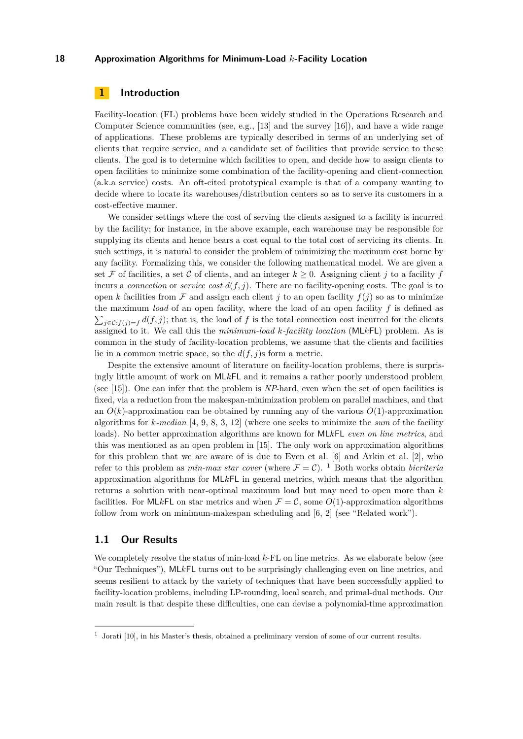## 1 Introduction

Facility-location (FL) problems have been widely studied in the Operations Research and Computer Science communities (see, e.g., [13] and the survey [16]), and have a wide range of applications. These problems are typically described in terms of an underlying set of clients that require service, and a candidate set of facilities that provide service to these clients. The goal is to determine which facilities to open, and decide how to assign clients to open facilities to minimize some combination of the facility-opening and client-connection (a.k.a service) costs. An oft-cited prototypical example is that of a company wanting to decide where to locate its warehouses/distribution centers so as to serve its customers in a cost-effective manner.

We consider settings where the cost of serving the clients assigned to a facility is incurred by the facility; for instance, in the above example, each warehouse may be responsible for supplying its clients and hence bears a cost equal to the total cost of servicing its clients. In such settings, it is natural to consider the problem of minimizing the maximum cost borne by any facility. Formalizing this, we consider the following mathematical model. We are given a set $\mathcal{F}$ of facilities, a set $\mathcal{C}$ of clients, and an integer $k \geq 0$. Assigning client $j$ to a facility $f$ incurs a *connection* or *service cost* $d(f, j)$. There are no facility-opening costs. The goal is to open $k$ facilities from $\mathcal{F}$ and assign each client $j$ to an open facility $f(j)$ so as to minimize the maximum *load* of an open facility, where the load of an open facility $f$ is defined as $\sum_{j \in \mathcal{C}: f(j) = f} d(f, j)$; that is, the load of $f$ is the total connection cost incurred for the clients assigned to it. We call this the *minimum-load $k$-facility location* (ML$k$FL) problem. As is common in the study of facility-location problems, we assume that the clients and facilities lie in a common metric space, so the $d(f, j)$s form a metric.

Despite the extensive amount of literature on facility-location problems, there is surprisingly little amount of work on ML$k$FL and it remains a rather poorly understood problem (see [15]). One can infer that the problem is *NP*-hard, even when the set of open facilities is fixed, via a reduction from the makespan-minimization problem on parallel machines, and that an $O(k)$-approximation can be obtained by running any of the various $O(1)$-approximation algorithms for *$k$-median* [4, 9, 8, 3, 12] (where one seeks to minimize the *sum* of the facility loads). No better approximation algorithms are known for ML$k$FL *even on line metrics*, and this was mentioned as an open problem in [15]. The only work on approximation algorithms for this problem that we are aware of is due to Even et al. [6] and Arkin et al. [2], who refer to this problem as *min-max star cover* (where $\mathcal{F} = \mathcal{C}$). [1] Both works obtain *bicriteria* approximation algorithms for ML$k$FL in general metrics, which means that the algorithm returns a solution with near-optimal maximum load but may need to open more than $k$ facilities. For ML$k$FL on star metrics and when $\mathcal{F} = \mathcal{C}$, some $O(1)$-approximation algorithms follow from work on minimum-makespan scheduling and [6, 2] (see "Related work").

### 1.1 Our Results

We completely resolve the status of min-load $k$-FL on line metrics. As we elaborate below (see "Our Techniques"), ML$k$FL turns out to be surprisingly challenging even on line metrics, and seems resilient to attack by the variety of techniques that have been successfully applied to facility-location problems, including LP-rounding, local search, and primal-dual methods. Our main result is that despite these difficulties, one can devise a polynomial-time approximation

---

[1] Jorati [10], in his Master's thesis, obtained a preliminary version of some of our current results.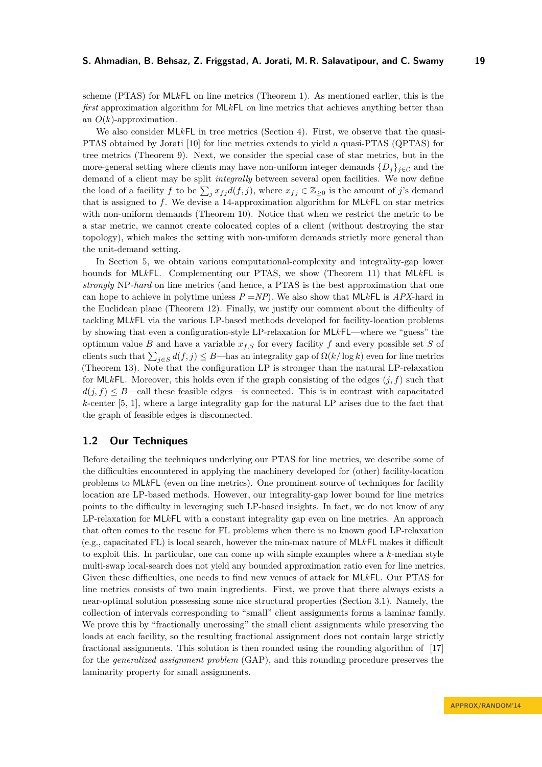scheme (PTAS) for ML$k$FL on line metrics (Theorem 1). As mentioned earlier, this is the *first* approximation algorithm for ML$k$FL on line metrics that achieves anything better than an $O(k)$-approximation.

We also consider ML$k$FL in tree metrics (Section 4). First, we observe that the quasi-PTAS obtained by Jorati [10] for line metrics extends to yield a quasi-PTAS (QPTAS) for tree metrics (Theorem 9). Next, we consider the special case of star metrics, but in the more-general setting where clients may have non-uniform integer demands $\{D_j\}_{j\in\mathcal{C}}$ and the demand of a client may be split *integrally* between several open facilities. We now define the load of a facility $f$ to be $\sum_j x_{fj} d(f,j)$, where $x_{fj} \in \mathbb{Z}_{\geq 0}$ is the amount of $j$'s demand that is assigned to $f$. We devise a 14-approximation algorithm for ML$k$FL on star metrics with non-uniform demands (Theorem 10). Notice that when we restrict the metric to be a star metric, we cannot create colocated copies of a client (without destroying the star topology), which makes the setting with non-uniform demands strictly more general than the unit-demand setting.

In Section 5, we obtain various computational-complexity and integrality-gap lower bounds for ML$k$FL. Complementing our PTAS, we show (Theorem 11) that ML$k$FL is *strongly* NP*-hard* on line metrics (and hence, a PTAS is the best approximation that one can hope to achieve in polytime unless $P = NP$). We also show that ML$k$FL is *APX*-hard in the Euclidean plane (Theorem 12). Finally, we justify our comment about the difficulty of tackling ML$k$FL via the various LP-based methods developed for facility-location problems by showing that even a configuration-style LP-relaxation for ML$k$FL—where we "guess" the optimum value $B$ and have a variable $x_{f,S}$ for every facility $f$ and every possible set $S$ of clients such that $\sum_{j\in S} d(f,j) \leq B$—has an integrality gap of $\Omega(k/\log k)$ even for line metrics (Theorem 13). Note that the configuration LP is stronger than the natural LP-relaxation for ML$k$FL. Moreover, this holds even if the graph consisting of the edges $(j,f)$ such that $d(j,f) \leq B$—call these feasible edges—is connected. This is in contrast with capacitated $k$-center [5, 1], where a large integrality gap for the natural LP arises due to the fact that the graph of feasible edges is disconnected.

## 1.2 Our Techniques

Before detailing the techniques underlying our PTAS for line metrics, we describe some of the difficulties encountered in applying the machinery developed for (other) facility-location problems to ML$k$FL (even on line metrics). One prominent source of techniques for facility location are LP-based methods. However, our integrality-gap lower bound for line metrics points to the difficulty in leveraging such LP-based insights. In fact, we do not know of any LP-relaxation for ML$k$FL with a constant integrality gap even on line metrics. An approach that often comes to the rescue for FL problems when there is no known good LP-relaxation (e.g., capacitated FL) is local search, however the min-max nature of ML$k$FL makes it difficult to exploit this. In particular, one can come up with simple examples where a $k$-median style multi-swap local-search does not yield any bounded approximation ratio even for line metrics. Given these difficulties, one needs to find new venues of attack for ML$k$FL. Our PTAS for line metrics consists of two main ingredients. First, we prove that there always exists a near-optimal solution possessing some nice structural properties (Section 3.1). Namely, the collection of intervals corresponding to "small" client assignments forms a laminar family. We prove this by "fractionally uncrossing" the small client assignments while preserving the loads at each facility, so the resulting fractional assignment does not contain large strictly fractional assignments. This solution is then rounded using the rounding algorithm of [17] for the *generalized assignment problem* (GAP), and this rounding procedure preserves the laminarity property for small assignments.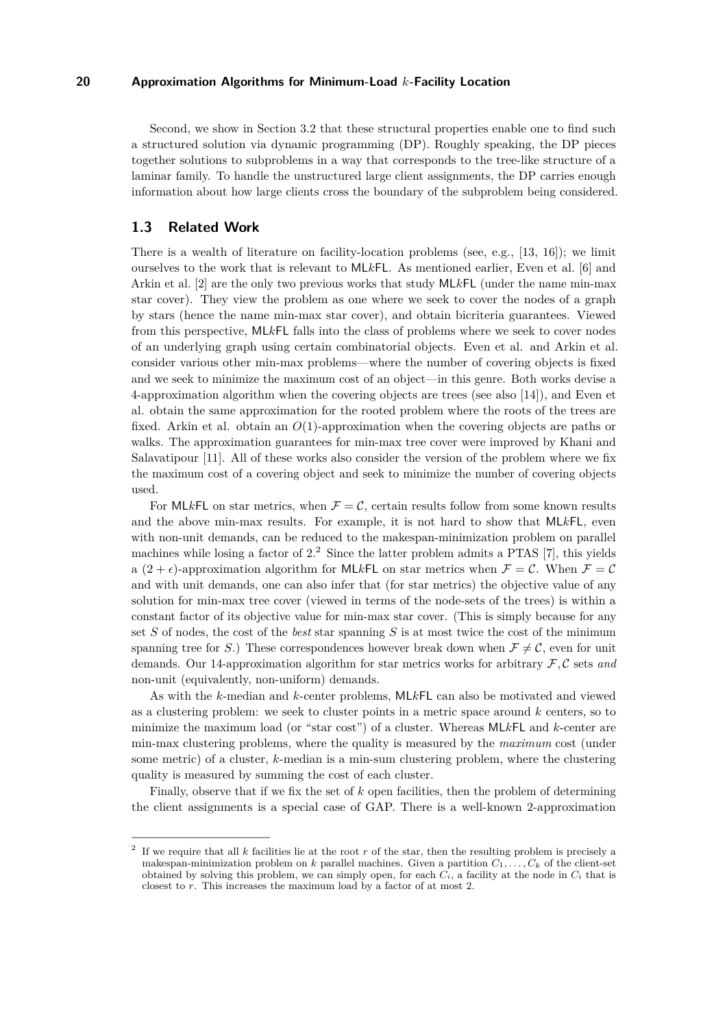Second, we show in Section 3.2 that these structural properties enable one to find such a structured solution via dynamic programming (DP). Roughly speaking, the DP pieces together solutions to subproblems in a way that corresponds to the tree-like structure of a laminar family. To handle the unstructured large client assignments, the DP carries enough information about how large clients cross the boundary of the subproblem being considered.

## 1.3 Related Work

There is a wealth of literature on facility-location problems (see, e.g., [13, 16]); we limit ourselves to the work that is relevant to ML$k$FL. As mentioned earlier, Even et al. [6] and Arkin et al. [2] are the only two previous works that study ML$k$FL (under the name min-max star cover). They view the problem as one where we seek to cover the nodes of a graph by stars (hence the name min-max star cover), and obtain bicriteria guarantees. Viewed from this perspective, ML$k$FL falls into the class of problems where we seek to cover nodes of an underlying graph using certain combinatorial objects. Even et al. and Arkin et al. consider various other min-max problems—where the number of covering objects is fixed and we seek to minimize the maximum cost of an object—in this genre. Both works devise a 4-approximation algorithm when the covering objects are trees (see also [14]), and Even et al. obtain the same approximation for the rooted problem where the roots of the trees are fixed. Arkin et al. obtain an $O(1)$-approximation when the covering objects are paths or walks. The approximation guarantees for min-max tree cover were improved by Khani and Salavatipour [11]. All of these works also consider the version of the problem where we fix the maximum cost of a covering object and seek to minimize the number of covering objects used.

For ML$k$FL on star metrics, when $\mathcal{F} = \mathcal{C}$, certain results follow from some known results and the above min-max results. For example, it is not hard to show that ML$k$FL, even with non-unit demands, can be reduced to the makespan-minimization problem on parallel machines while losing a factor of 2.[2] Since the latter problem admits a PTAS [7], this yields a $(2 + \epsilon)$-approximation algorithm for ML$k$FL on star metrics when $\mathcal{F} = \mathcal{C}$. When $\mathcal{F} = \mathcal{C}$ and with unit demands, one can also infer that (for star metrics) the objective value of any solution for min-max tree cover (viewed in terms of the node-sets of the trees) is within a constant factor of its objective value for min-max star cover. (This is simply because for any set $S$ of nodes, the cost of the *best* star spanning $S$ is at most twice the cost of the minimum spanning tree for $S$.) These correspondences however break down when $\mathcal{F} \neq \mathcal{C}$, even for unit demands. Our 14-approximation algorithm for star metrics works for arbitrary $\mathcal{F}, \mathcal{C}$ sets *and* non-unit (equivalently, non-uniform) demands.

As with the $k$-median and $k$-center problems, ML$k$FL can also be motivated and viewed as a clustering problem: we seek to cluster points in a metric space around $k$ centers, so to minimize the maximum load (or "star cost") of a cluster. Whereas ML$k$FL and $k$-center are min-max clustering problems, where the quality is measured by the *maximum* cost (under some metric) of a cluster, $k$-median is a min-sum clustering problem, where the clustering quality is measured by summing the cost of each cluster.

Finally, observe that if we fix the set of $k$ open facilities, then the problem of determining the client assignments is a special case of GAP. There is a well-known 2-approximation

[2] If we require that all $k$ facilities lie at the root $r$ of the star, then the resulting problem is precisely a makespan-minimization problem on $k$ parallel machines. Given a partition $C_1, \ldots, C_k$ of the client-set obtained by solving this problem, we can simply open, for each $C_i$, a facility at the node in $C_i$ that is closest to $r$. This increases the maximum load by a factor of at most 2.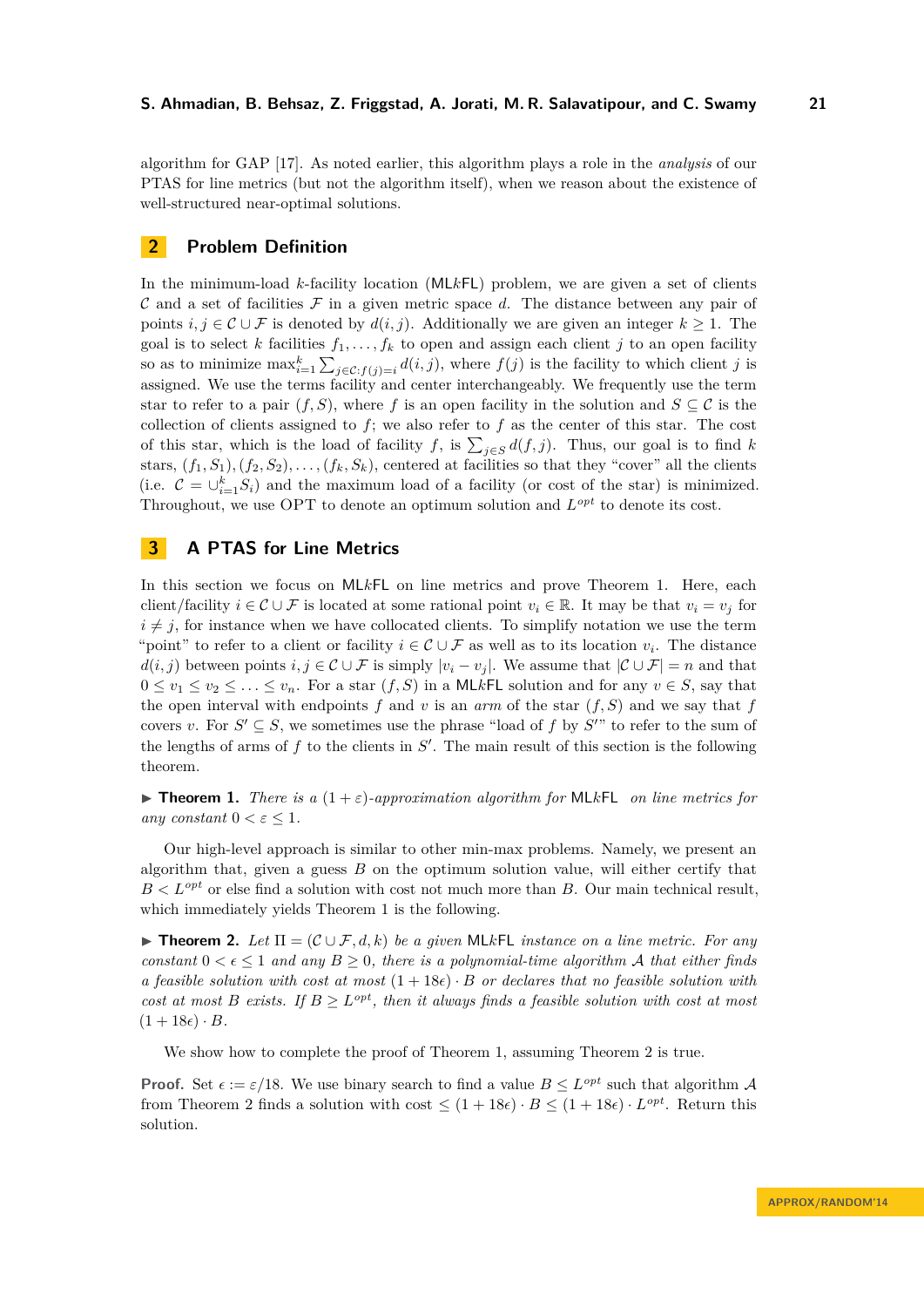algorithm for GAP [17]. As noted earlier, this algorithm plays a role in the *analysis* of our PTAS for line metrics (but not the algorithm itself), when we reason about the existence of well-structured near-optimal solutions.

## 2 Problem Definition

In the minimum-load $k$-facility location (MLkFL) problem, we are given a set of clients $\mathcal{C}$ and a set of facilities $\mathcal{F}$ in a given metric space $d$. The distance between any pair of points $i, j \in \mathcal{C} \cup \mathcal{F}$ is denoted by $d(i,j)$. Additionally we are given an integer $k \geq 1$. The goal is to select $k$ facilities $f_1, \ldots, f_k$ to open and assign each client $j$ to an open facility so as to minimize $\max_{i=1}^{k} \sum_{j \in \mathcal{C}: f(j)=i} d(i,j)$, where $f(j)$ is the facility to which client $j$ is assigned. We use the terms facility and center interchangeably. We frequently use the term star to refer to a pair $(f, S)$, where $f$ is an open facility in the solution and $S \subseteq \mathcal{C}$ is the collection of clients assigned to $f$; we also refer to $f$ as the center of this star. The cost of this star, which is the load of facility $f$, is $\sum_{j \in S} d(f,j)$. Thus, our goal is to find $k$ stars, $(f_1, S_1), (f_2, S_2), \ldots, (f_k, S_k)$, centered at facilities so that they "cover" all the clients (i.e. $\mathcal{C} = \cup_{i=1}^{k} S_i$) and the maximum load of a facility (or cost of the star) is minimized. Throughout, we use OPT to denote an optimum solution and $L^{opt}$ to denote its cost.

## 3 A PTAS for Line Metrics

In this section we focus on MLkFL on line metrics and prove Theorem 1. Here, each client/facility $i \in \mathcal{C} \cup \mathcal{F}$ is located at some rational point $v_i \in \mathbb{R}$. It may be that $v_i = v_j$ for $i \neq j$, for instance when we have collocated clients. To simplify notation we use the term "point" to refer to a client or facility $i \in \mathcal{C} \cup \mathcal{F}$ as well as to its location $v_i$. The distance $d(i,j)$ between points $i, j \in \mathcal{C} \cup \mathcal{F}$ is simply $|v_i - v_j|$. We assume that $|\mathcal{C} \cup \mathcal{F}| = n$ and that $0 \leq v_1 \leq v_2 \leq \ldots \leq v_n$. For a star $(f, S)$ in a MLkFL solution and for any $v \in S$, say that the open interval with endpoints $f$ and $v$ is an *arm* of the star $(f, S)$ and we say that $f$ covers $v$. For $S' \subseteq S$, we sometimes use the phrase "load of $f$ by $S'$" to refer to the sum of the lengths of arms of $f$ to the clients in $S'$. The main result of this section is the following theorem.

▶ **Theorem 1.** *There is a $(1+\varepsilon)$-approximation algorithm for* MLkFL *on line metrics for any constant $0 < \varepsilon \leq 1$.*

Our high-level approach is similar to other min-max problems. Namely, we present an algorithm that, given a guess $B$ on the optimum solution value, will either certify that $B < L^{opt}$ or else find a solution with cost not much more than $B$. Our main technical result, which immediately yields Theorem 1 is the following.

▶ **Theorem 2.** *Let $\Pi = (\mathcal{C} \cup \mathcal{F}, d, k)$ be a given* MLkFL *instance on a line metric. For any constant $0 < \epsilon \leq 1$ and any $B \geq 0$, there is a polynomial-time algorithm $\mathcal{A}$ that either finds a feasible solution with cost at most $(1+18\epsilon) \cdot B$ or declares that no feasible solution with cost at most $B$ exists. If $B \geq L^{opt}$, then it always finds a feasible solution with cost at most $(1+18\epsilon) \cdot B$.*

We show how to complete the proof of Theorem 1, assuming Theorem 2 is true.

**Proof.** Set $\epsilon := \varepsilon/18$. We use binary search to find a value $B \leq L^{opt}$ such that algorithm $\mathcal{A}$ from Theorem 2 finds a solution with cost $\leq (1+18\epsilon) \cdot B \leq (1+18\epsilon) \cdot L^{opt}$. Return this solution.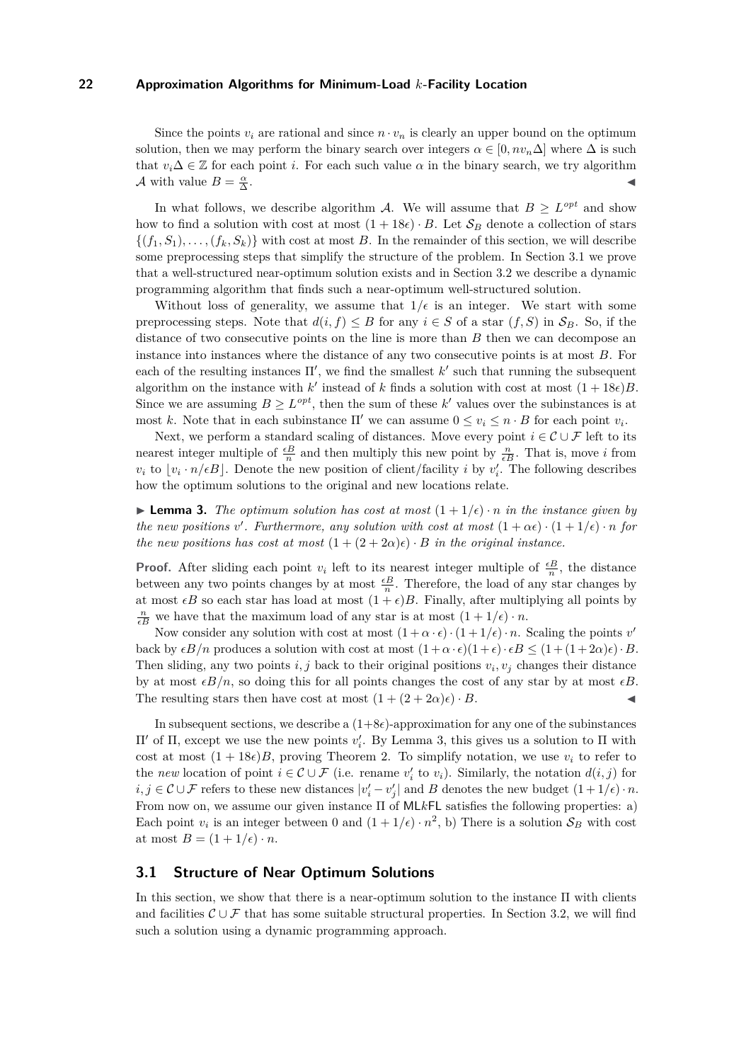Since the points $v_i$ are rational and since $n \cdot v_n$ is clearly an upper bound on the optimum solution, then we may perform the binary search over integers $\alpha \in [0, nv_n\Delta]$ where $\Delta$ is such that $v_i\Delta \in \mathbb{Z}$ for each point $i$. For each such value $\alpha$ in the binary search, we try algorithm $\mathcal{A}$ with value $B = \frac{\alpha}{\Delta}$. ◀

In what follows, we describe algorithm $\mathcal{A}$. We will assume that $B \geq L^{opt}$ and show how to find a solution with cost at most $(1 + 18\epsilon) \cdot B$. Let $\mathcal{S}_B$ denote a collection of stars $\{(f_1, S_1), \ldots, (f_k, S_k)\}$ with cost at most $B$. In the remainder of this section, we will describe some preprocessing steps that simplify the structure of the problem. In Section 3.1 we prove that a well-structured near-optimum solution exists and in Section 3.2 we describe a dynamic programming algorithm that finds such a near-optimum well-structured solution.

Without loss of generality, we assume that $1/\epsilon$ is an integer. We start with some preprocessing steps. Note that $d(i, f) \leq B$ for any $i \in S$ of a star $(f, S)$ in $\mathcal{S}_B$. So, if the distance of two consecutive points on the line is more than $B$ then we can decompose an instance into instances where the distance of any two consecutive points is at most $B$. For each of the resulting instances $\Pi'$, we find the smallest $k'$ such that running the subsequent algorithm on the instance with $k'$ instead of $k$ finds a solution with cost at most $(1 + 18\epsilon)B$. Since we are assuming $B \geq L^{opt}$, then the sum of these $k'$ values over the subinstances is at most $k$. Note that in each subinstance $\Pi'$ we can assume $0 \leq v_i \leq n \cdot B$ for each point $v_i$.

Next, we perform a standard scaling of distances. Move every point $i \in \mathcal{C} \cup \mathcal{F}$ left to its nearest integer multiple of $\frac{\epsilon B}{n}$ and then multiply this new point by $\frac{n}{\epsilon B}$. That is, move $i$ from $v_i$ to $\lfloor v_i \cdot n/\epsilon B \rfloor$. Denote the new position of client/facility $i$ by $v'_i$. The following describes how the optimum solutions to the original and new locations relate.

▶ **Lemma 3.** *The optimum solution has cost at most $(1 + 1/\epsilon) \cdot n$ in the instance given by the new positions $v'$. Furthermore, any solution with cost at most $(1 + \alpha\epsilon) \cdot (1 + 1/\epsilon) \cdot n$ for the new positions has cost at most $(1 + (2 + 2\alpha)\epsilon) \cdot B$ in the original instance.*

**Proof.** After sliding each point $v_i$ left to its nearest integer multiple of $\frac{\epsilon B}{n}$, the distance between any two points changes by at most $\frac{\epsilon B}{n}$. Therefore, the load of any star changes by at most $\epsilon B$ so each star has load at most $(1 + \epsilon)B$. Finally, after multiplying all points by $\frac{n}{\epsilon B}$ we have that the maximum load of any star is at most $(1 + 1/\epsilon) \cdot n$.

Now consider any solution with cost at most $(1 + \alpha \cdot \epsilon) \cdot (1 + 1/\epsilon) \cdot n$. Scaling the points $v'$ back by $\epsilon B/n$ produces a solution with cost at most $(1 + \alpha \cdot \epsilon)(1 + \epsilon) \cdot \epsilon B \leq (1 + (1 + 2\alpha)\epsilon) \cdot B$. Then sliding, any two points $i, j$ back to their original positions $v_i, v_j$ changes their distance by at most $\epsilon B/n$, so doing this for all points changes the cost of any star by at most $\epsilon B$. The resulting stars then have cost at most $(1 + (2 + 2\alpha)\epsilon) \cdot B$. ◀

In subsequent sections, we describe a $(1+8\epsilon)$-approximation for any one of the subinstances $\Pi'$ of $\Pi$, except we use the new points $v'_i$. By Lemma 3, this gives us a solution to $\Pi$ with cost at most $(1 + 18\epsilon)B$, proving Theorem 2. To simplify notation, we use $v_i$ to refer to the *new* location of point $i \in \mathcal{C} \cup \mathcal{F}$ (i.e. rename $v'_i$ to $v_i$). Similarly, the notation $d(i, j)$ for $i, j \in \mathcal{C} \cup \mathcal{F}$ refers to these new distances $|v'_i - v'_j|$ and $B$ denotes the new budget $(1 + 1/\epsilon) \cdot n$. From now on, we assume our given instance $\Pi$ of ML$k$FL satisfies the following properties: a) Each point $v_i$ is an integer between 0 and $(1 + 1/\epsilon) \cdot n^2$, b) There is a solution $\mathcal{S}_B$ with cost at most $B = (1 + 1/\epsilon) \cdot n$.

## 3.1 Structure of Near Optimum Solutions

In this section, we show that there is a near-optimum solution to the instance $\Pi$ with clients and facilities $\mathcal{C} \cup \mathcal{F}$ that has some suitable structural properties. In Section 3.2, we will find such a solution using a dynamic programming approach.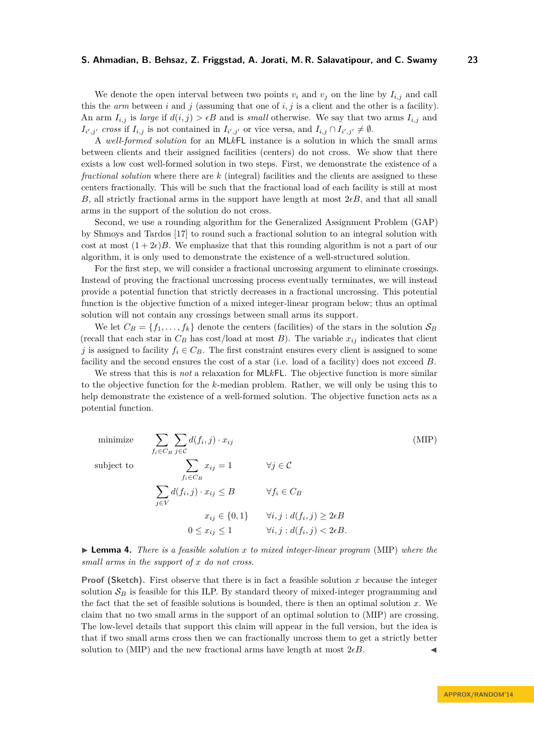We denote the open interval between two points $v_i$ and $v_j$ on the line by $I_{i,j}$ and call this the *arm* between $i$ and $j$ (assuming that one of $i, j$ is a client and the other is a facility). An arm $I_{i,j}$ is *large* if $d(i,j) > \epsilon B$ and is *small* otherwise. We say that two arms $I_{i,j}$ and $I_{i',j'}$ *cross* if $I_{i,j}$ is not contained in $I_{i',j'}$ or vice versa, and $I_{i,j} \cap I_{i',j'} \neq \emptyset$.

A *well-formed solution* for an ML$k$FL instance is a solution in which the small arms between clients and their assigned facilities (centers) do not cross. We show that there exists a low cost well-formed solution in two steps. First, we demonstrate the existence of a *fractional solution* where there are $k$ (integral) facilities and the clients are assigned to these centers fractionally. This will be such that the fractional load of each facility is still at most $B$, all strictly fractional arms in the support have length at most $2\epsilon B$, and that all small arms in the support of the solution do not cross.

Second, we use a rounding algorithm for the Generalized Assignment Problem (GAP) by Shmoys and Tardos [17] to round such a fractional solution to an integral solution with cost at most $(1 + 2\epsilon)B$. We emphasize that that this rounding algorithm is not a part of our algorithm, it is only used to demonstrate the existence of a well-structured solution.

For the first step, we will consider a fractional uncrossing argument to eliminate crossings. Instead of proving the fractional uncrossing process eventually terminates, we will instead provide a potential function that strictly decreases in a fractional uncrossing. This potential function is the objective function of a mixed integer-linear program below; thus an optimal solution will not contain any crossings between small arms its support.

We let $C_B = \{f_1, \ldots, f_k\}$ denote the centers (facilities) of the stars in the solution $\mathcal{S}_B$ (recall that each star in $C_B$ has cost/load at most $B$). The variable $x_{ij}$ indicates that client $j$ is assigned to facility $f_i \in C_B$. The first constraint ensures every client is assigned to some facility and the second ensures the cost of a star (i.e. load of a facility) does not exceed $B$.

We stress that this is *not* a relaxation for ML$k$FL. The objective function is more similar to the objective function for the $k$-median problem. Rather, we will only be using this to help demonstrate the existence of a well-formed solution. The objective function acts as a potential function.

$$
\begin{aligned}
\text{minimize} \quad & \sum_{f_i \in C_B} \sum_{j \in \mathcal{C}} d(f_i, j) \cdot x_{ij} & & \text{(MIP)} \\
\text{subject to} \quad & \sum_{f_i \in C_B} x_{ij} = 1 & \forall j \in \mathcal{C} & \\
& \sum_{j \in V} d(f_i, j) \cdot x_{ij} \leq B & \forall f_i \in C_B & \\
& x_{ij} \in \{0, 1\} & \forall i, j : d(f_i, j) \geq 2\epsilon B & \\
& 0 \leq x_{ij} \leq 1 & \forall i, j : d(f_i, j) < 2\epsilon B. &
\end{aligned}
$$

► **Lemma 4.** *There is a feasible solution $x$ to mixed integer-linear program* (MIP) *where the small arms in the support of $x$ do not cross.*

**Proof (Sketch).** First observe that there is in fact a feasible solution $x$ because the integer solution $\mathcal{S}_B$ is feasible for this ILP. By standard theory of mixed-integer programming and the fact that the set of feasible solutions is bounded, there is then an optimal solution $x$. We claim that no two small arms in the support of an optimal solution to (MIP) are crossing. The low-level details that support this claim will appear in the full version, but the idea is that if two small arms cross then we can fractionally uncross them to get a strictly better solution to (MIP) and the new fractional arms have length at most $2\epsilon B$. ◄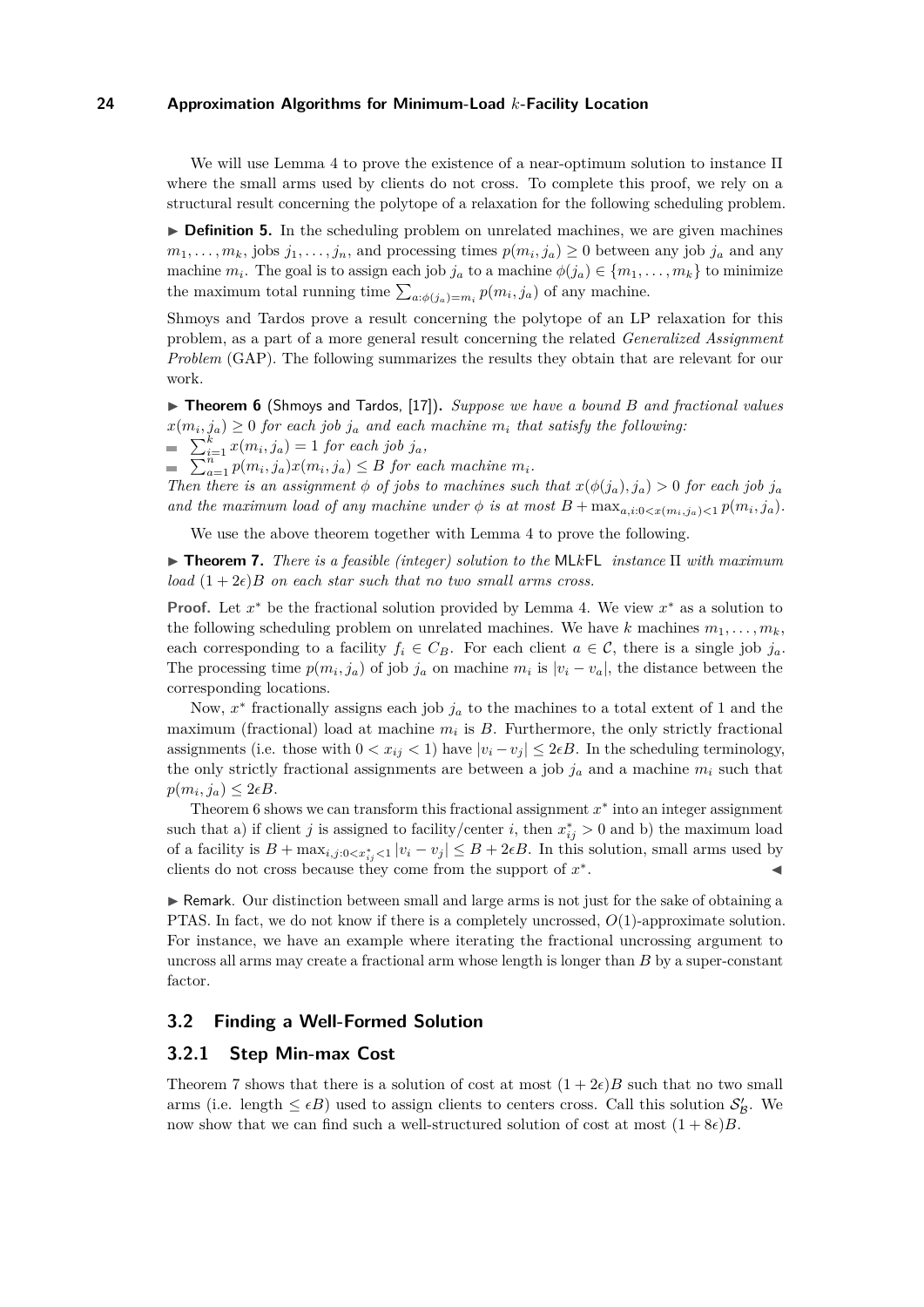We will use Lemma 4 to prove the existence of a near-optimum solution to instance $\Pi$ where the small arms used by clients do not cross. To complete this proof, we rely on a structural result concerning the polytope of a relaxation for the following scheduling problem.

▶ **Definition 5.** In the scheduling problem on unrelated machines, we are given machines $m_1, \ldots, m_k$, jobs $j_1, \ldots, j_n$, and processing times $p(m_i, j_a) \geq 0$ between any job $j_a$ and any machine $m_i$. The goal is to assign each job $j_a$ to a machine $\phi(j_a) \in \{m_1, \ldots, m_k\}$ to minimize the maximum total running time $\sum_{a:\phi(j_a)=m_i} p(m_i, j_a)$ of any machine.

Shmoys and Tardos prove a result concerning the polytope of an LP relaxation for this problem, as a part of a more general result concerning the related *Generalized Assignment Problem* (GAP). The following summarizes the results they obtain that are relevant for our work.

▶ **Theorem 6** (Shmoys and Tardos, [17]). *Suppose we have a bound $B$ and fractional values $x(m_i, j_a) \geq 0$ for each job $j_a$ and each machine $m_i$ that satisfy the following:*

- $\sum_{i=1}^{k} x(m_i, j_a) = 1$ *for each job $j_a$,*
- $\sum_{a=1}^{n} p(m_i, j_a) x(m_i, j_a) \leq B$ *for each machine $m_i$.*

*Then there is an assignment $\phi$ of jobs to machines such that $x(\phi(j_a), j_a) > 0$ for each job $j_a$ and the maximum load of any machine under $\phi$ is at most $B + \max_{a,i:0<x(m_i,j_a)<1} p(m_i, j_a)$.*

We use the above theorem together with Lemma 4 to prove the following.

▶ **Theorem 7.** *There is a feasible (integer) solution to the* MLkFL *instance $\Pi$ with maximum load $(1 + 2\epsilon)B$ on each star such that no two small arms cross.*

**Proof.** Let $x^*$ be the fractional solution provided by Lemma 4. We view $x^*$ as a solution to the following scheduling problem on unrelated machines. We have $k$ machines $m_1, \ldots, m_k$, each corresponding to a facility $f_i \in C_B$. For each client $a \in \mathcal{C}$, there is a single job $j_a$. The processing time $p(m_i, j_a)$ of job $j_a$ on machine $m_i$ is $|v_i - v_a|$, the distance between the corresponding locations.

Now, $x^*$ fractionally assigns each job $j_a$ to the machines to a total extent of 1 and the maximum (fractional) load at machine $m_i$ is $B$. Furthermore, the only strictly fractional assignments (i.e. those with $0 < x_{ij} < 1$) have $|v_i - v_j| \leq 2\epsilon B$. In the scheduling terminology, the only strictly fractional assignments are between a job $j_a$ and a machine $m_i$ such that $p(m_i, j_a) \leq 2\epsilon B$.

Theorem 6 shows we can transform this fractional assignment $x^*$ into an integer assignment such that a) if client $j$ is assigned to facility/center $i$, then $x^*_{ij} > 0$ and b) the maximum load of a facility is $B + \max_{i,j:0<x^*_{ij}<1} |v_i - v_j| \leq B + 2\epsilon B$. In this solution, small arms used by clients do not cross because they come from the support of $x^*$. ◀

▶ Remark. Our distinction between small and large arms is not just for the sake of obtaining a PTAS. In fact, we do not know if there is a completely uncrossed, $O(1)$-approximate solution. For instance, we have an example where iterating the fractional uncrossing argument to uncross all arms may create a fractional arm whose length is longer than $B$ by a super-constant factor.

## 3.2 Finding a Well-Formed Solution

### 3.2.1 Step Min-max Cost

Theorem 7 shows that there is a solution of cost at most $(1 + 2\epsilon)B$ such that no two small arms (i.e. length $\leq \epsilon B$) used to assign clients to centers cross. Call this solution $\mathcal{S}'_{\mathcal{B}}$. We now show that we can find such a well-structured solution of cost at most $(1 + 8\epsilon)B$.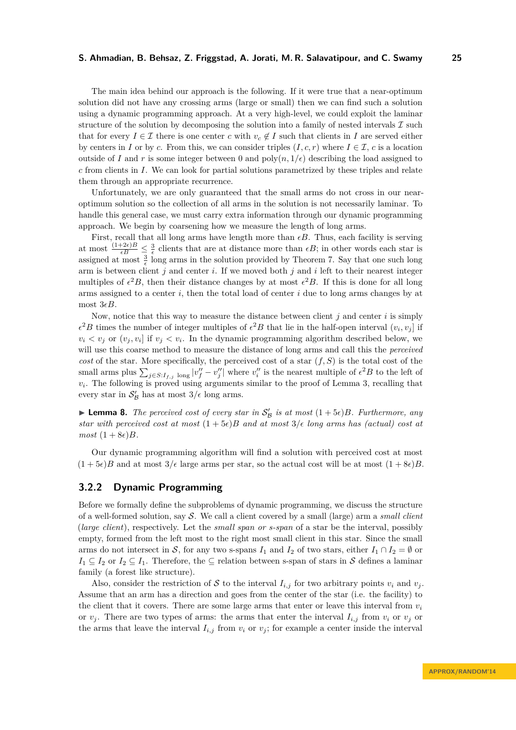The main idea behind our approach is the following. If it were true that a near-optimum solution did not have any crossing arms (large or small) then we can find such a solution using a dynamic programming approach. At a very high-level, we could exploit the laminar structure of the solution by decomposing the solution into a family of nested intervals $\mathcal{I}$ such that for every $I \in \mathcal{I}$ there is one center $c$ with $v_c \notin I$ such that clients in $I$ are served either by centers in $I$ or by $c$. From this, we can consider triples $(I, c, r)$ where $I \in \mathcal{I}$, $c$ is a location outside of $I$ and $r$ is some integer between 0 and $\text{poly}(n, 1/\epsilon)$ describing the load assigned to $c$ from clients in $I$. We can look for partial solutions parametrized by these triples and relate them through an appropriate recurrence.

Unfortunately, we are only guaranteed that the small arms do not cross in our near-optimum solution so the collection of all arms in the solution is not necessarily laminar. To handle this general case, we must carry extra information through our dynamic programming approach. We begin by coarsening how we measure the length of long arms.

First, recall that all long arms have length more than $\epsilon B$. Thus, each facility is serving at most $\frac{(1+2\epsilon)B}{\epsilon B} \leq \frac{3}{\epsilon}$ clients that are at distance more than $\epsilon B$; in other words each star is assigned at most $\frac{3}{\epsilon}$ long arms in the solution provided by Theorem 7. Say that one such long arm is between client $j$ and center $i$. If we moved both $j$ and $i$ left to their nearest integer multiples of $\epsilon^2 B$, then their distance changes by at most $\epsilon^2 B$. If this is done for all long arms assigned to a center $i$, then the total load of center $i$ due to long arms changes by at most $3\epsilon B$.

Now, notice that this way to measure the distance between client $j$ and center $i$ is simply $\epsilon^2 B$ times the number of integer multiples of $\epsilon^2 B$ that lie in the half-open interval $(v_i, v_j]$ if $v_i < v_j$ or $(v_j, v_i]$ if $v_j < v_i$. In the dynamic programming algorithm described below, we will use this coarse method to measure the distance of long arms and call this the *perceived cost* of the star. More specifically, the perceived cost of a star $(f, S)$ is the total cost of the small arms plus $\sum_{j \in S: I_{f,j} \text{ long}} |v''_f - v''_j|$ where $v''_i$ is the nearest multiple of $\epsilon^2 B$ to the left of $v_i$. The following is proved using arguments similar to the proof of Lemma 3, recalling that every star in $\mathcal{S}'_{\mathcal{B}}$ has at most $3/\epsilon$ long arms.

▶ **Lemma 8.** *The perceived cost of every star in $\mathcal{S}'_{\mathcal{B}}$ is at most $(1+5\epsilon)B$. Furthermore, any star with perceived cost at most $(1+5\epsilon)B$ and at most $3/\epsilon$ long arms has (actual) cost at most $(1+8\epsilon)B$.*

Our dynamic programming algorithm will find a solution with perceived cost at most $(1+5\epsilon)B$ and at most $3/\epsilon$ large arms per star, so the actual cost will be at most $(1+8\epsilon)B$.

### 3.2.2 Dynamic Programming

Before we formally define the subproblems of dynamic programming, we discuss the structure of a well-formed solution, say $\mathcal{S}$. We call a client covered by a small (large) arm a *small client* (*large client*), respectively. Let the *small span or s-span* of a star be the interval, possibly empty, formed from the left most to the right most small client in this star. Since the small arms do not intersect in $\mathcal{S}$, for any two s-spans $I_1$ and $I_2$ of two stars, either $I_1 \cap I_2 = \emptyset$ or $I_1 \subseteq I_2$ or $I_2 \subseteq I_1$. Therefore, the $\subseteq$ relation between s-span of stars in $\mathcal{S}$ defines a laminar family (a forest like structure).

Also, consider the restriction of $\mathcal{S}$ to the interval $I_{i,j}$ for two arbitrary points $v_i$ and $v_j$. Assume that an arm has a direction and goes from the center of the star (i.e. the facility) to the client that it covers. There are some large arms that enter or leave this interval from $v_i$ or $v_j$. There are two types of arms: the arms that enter the interval $I_{i,j}$ from $v_i$ or $v_j$ or the arms that leave the interval $I_{i,j}$ from $v_i$ or $v_j$; for example a center inside the interval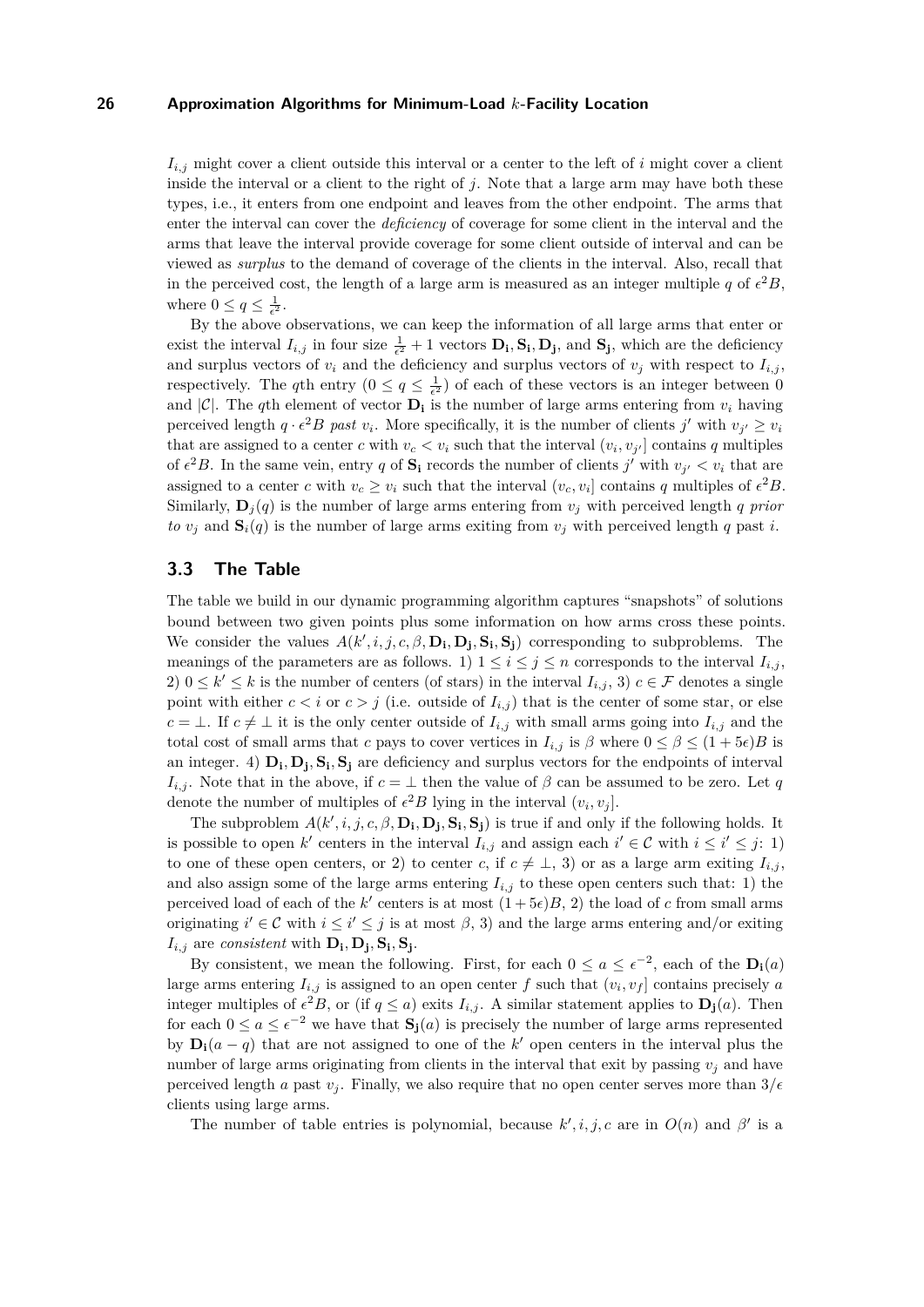$I_{i,j}$ might cover a client outside this interval or a center to the left of $i$ might cover a client inside the interval or a client to the right of $j$. Note that a large arm may have both these types, i.e., it enters from one endpoint and leaves from the other endpoint. The arms that enter the interval can cover the *deficiency* of coverage for some client in the interval and the arms that leave the interval provide coverage for some client outside of interval and can be viewed as *surplus* to the demand of coverage of the clients in the interval. Also, recall that in the perceived cost, the length of a large arm is measured as an integer multiple $q$ of $\epsilon^2 B$, where $0 \le q \le \frac{1}{\epsilon^2}$.

By the above observations, we can keep the information of all large arms that enter or exist the interval $I_{i,j}$ in four size $\frac{1}{\epsilon^2}+1$ vectors $\mathbf{D_i}, \mathbf{S_i}, \mathbf{D_j}$, and $\mathbf{S_j}$, which are the deficiency and surplus vectors of $v_i$ and the deficiency and surplus vectors of $v_j$ with respect to $I_{i,j}$, respectively. The $q$th entry ($0 \le q \le \frac{1}{\epsilon^2}$) of each of these vectors is an integer between 0 and $|\mathcal{C}|$. The $q$th element of vector $\mathbf{D_i}$ is the number of large arms entering from $v_i$ having perceived length $q \cdot \epsilon^2 B$ *past* $v_i$. More specifically, it is the number of clients $j'$ with $v_{j'} \ge v_i$ that are assigned to a center $c$ with $v_c < v_i$ such that the interval $(v_i, v_{j'}]$ contains $q$ multiples of $\epsilon^2 B$. In the same vein, entry $q$ of $\mathbf{S_i}$ records the number of clients $j'$ with $v_{j'} < v_i$ that are assigned to a center $c$ with $v_c \ge v_i$ such that the interval $(v_c, v_i]$ contains $q$ multiples of $\epsilon^2 B$. Similarly, $\mathbf{D}_j(q)$ is the number of large arms entering from $v_j$ with perceived length $q$ *prior to* $v_j$ and $\mathbf{S}_i(q)$ is the number of large arms exiting from $v_j$ with perceived length $q$ past $i$.

### 3.3 The Table

The table we build in our dynamic programming algorithm captures "snapshots" of solutions bound between two given points plus some information on how arms cross these points. We consider the values $A(k', i, j, c, \beta, \mathbf{D_i}, \mathbf{D_j}, \mathbf{S_i}, \mathbf{S_j})$ corresponding to subproblems. The meanings of the parameters are as follows. 1) $1 \le i \le j \le n$ corresponds to the interval $I_{i,j}$, 2) $0 \le k' \le k$ is the number of centers (of stars) in the interval $I_{i,j}$, 3) $c \in \mathcal{F}$ denotes a single point with either $c < i$ or $c > j$ (i.e. outside of $I_{i,j}$) that is the center of some star, or else $c = \perp$. If $c \ne \perp$ it is the only center outside of $I_{i,j}$ with small arms going into $I_{i,j}$ and the total cost of small arms that $c$ pays to cover vertices in $I_{i,j}$ is $\beta$ where $0 \le \beta \le (1+5\epsilon)B$ is an integer. 4) $\mathbf{D_i}, \mathbf{D_j}, \mathbf{S_i}, \mathbf{S_j}$ are deficiency and surplus vectors for the endpoints of interval $I_{i,j}$. Note that in the above, if $c = \perp$ then the value of $\beta$ can be assumed to be zero. Let $q$ denote the number of multiples of $\epsilon^2 B$ lying in the interval $(v_i, v_j]$.

The subproblem $A(k', i, j, c, \beta, \mathbf{D_i}, \mathbf{D_j}, \mathbf{S_i}, \mathbf{S_j})$ is true if and only if the following holds. It is possible to open $k'$ centers in the interval $I_{i,j}$ and assign each $i' \in \mathcal{C}$ with $i \le i' \le j$: 1) to one of these open centers, or 2) to center $c$, if $c \ne \perp$, 3) or as a large arm exiting $I_{i,j}$, and also assign some of the large arms entering $I_{i,j}$ to these open centers such that: 1) the perceived load of each of the $k'$ centers is at most $(1+5\epsilon)B$, 2) the load of $c$ from small arms originating $i' \in \mathcal{C}$ with $i \le i' \le j$ is at most $\beta$, 3) and the large arms entering and/or exiting $I_{i,j}$ are *consistent* with $\mathbf{D_i}, \mathbf{D_j}, \mathbf{S_i}, \mathbf{S_j}$.

By consistent, we mean the following. First, for each $0 \le a \le \epsilon^{-2}$, each of the $\mathbf{D_i}(a)$ large arms entering $I_{i,j}$ is assigned to an open center $f$ such that $(v_i, v_f]$ contains precisely $a$ integer multiples of $\epsilon^2 B$, or (if $q \le a$) exits $I_{i,j}$. A similar statement applies to $\mathbf{D_j}(a)$. Then for each $0 \le a \le \epsilon^{-2}$ we have that $\mathbf{S_j}(a)$ is precisely the number of large arms represented by $\mathbf{D_i}(a-q)$ that are not assigned to one of the $k'$ open centers in the interval plus the number of large arms originating from clients in the interval that exit by passing $v_j$ and have perceived length $a$ past $v_j$. Finally, we also require that no open center serves more than $3/\epsilon$ clients using large arms.

The number of table entries is polynomial, because $k', i, j, c$ are in $O(n)$ and $\beta'$ is a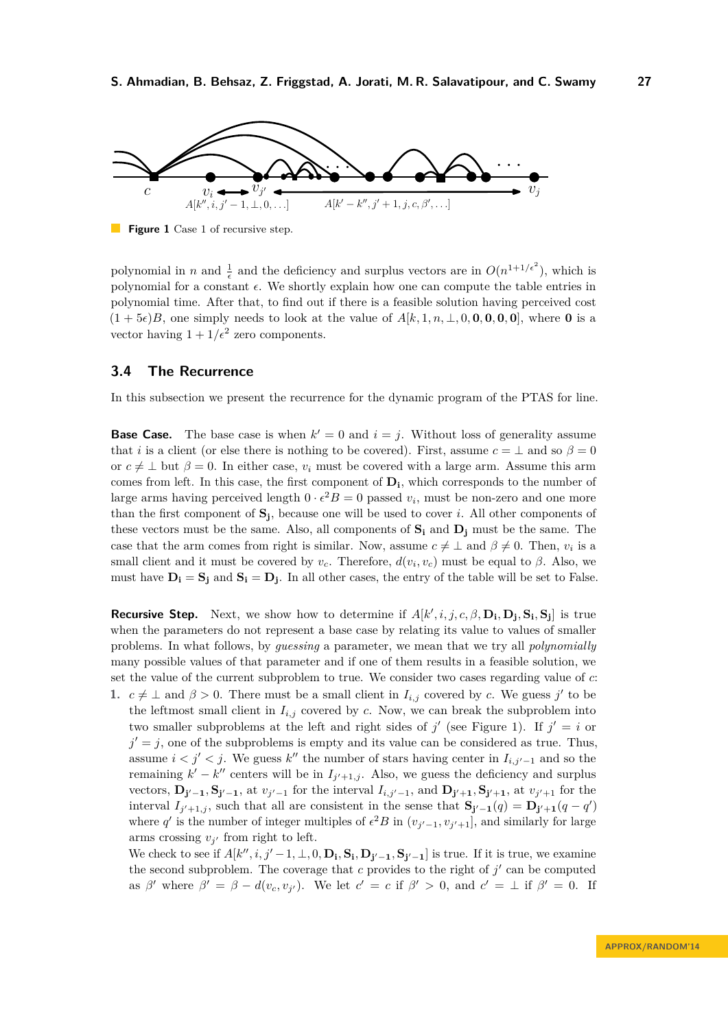Figure 1 Case 1 of recursive step.

polynomial in $n$ and $\frac{1}{\epsilon}$ and the deficiency and surplus vectors are in $O(n^{1+1/\epsilon^2})$, which is polynomial for a constant $\epsilon$. We shortly explain how one can compute the table entries in polynomial time. After that, to find out if there is a feasible solution having perceived cost $(1+5\epsilon)B$, one simply needs to look at the value of $A[k, 1, n, \perp, 0, \mathbf{0}, \mathbf{0}, \mathbf{0}, \mathbf{0}]$, where $\mathbf{0}$ is a vector having $1 + 1/\epsilon^2$ zero components.

## 3.4 The Recurrence

In this subsection we present the recurrence for the dynamic program of the PTAS for line.

**Base Case.** The base case is when $k' = 0$ and $i = j$. Without loss of generality assume that $i$ is a client (or else there is nothing to be covered). First, assume $c = \perp$ and so $\beta = 0$ or $c \neq \perp$ but $\beta = 0$. In either case, $v_i$ must be covered with a large arm. Assume this arm comes from left. In this case, the first component of $\mathbf{D_i}$, which corresponds to the number of large arms having perceived length $0 \cdot \epsilon^2 B = 0$ passed $v_i$, must be non-zero and one more than the first component of $\mathbf{S_j}$, because one will be used to cover $i$. All other components of these vectors must be the same. Also, all components of $\mathbf{S_i}$ and $\mathbf{D_j}$ must be the same. The case that the arm comes from right is similar. Now, assume $c \neq \perp$ and $\beta \neq 0$. Then, $v_i$ is a small client and it must be covered by $v_c$. Therefore, $d(v_i, v_c)$ must be equal to $\beta$. Also, we must have $\mathbf{D_i} = \mathbf{S_j}$ and $\mathbf{S_i} = \mathbf{D_j}$. In all other cases, the entry of the table will be set to False.

**Recursive Step.** Next, we show how to determine if $A[k', i, j, c, \beta, \mathbf{D_i}, \mathbf{D_j}, \mathbf{S_i}, \mathbf{S_j}]$ is true when the parameters do not represent a base case by relating its value to values of smaller problems. In what follows, by *guessing* a parameter, we mean that we try all *polynomially* many possible values of that parameter and if one of them results in a feasible solution, we set the value of the current subproblem to true. We consider two cases regarding value of $c$:

1. $c \neq \perp$ and $\beta > 0$. There must be a small client in $I_{i,j}$ covered by $c$. We guess $j'$ to be the leftmost small client in $I_{i,j}$ covered by $c$. Now, we can break the subproblem into two smaller subproblems at the left and right sides of $j'$ (see Figure 1). If $j' = i$ or $j' = j$, one of the subproblems is empty and its value can be considered as true. Thus, assume $i < j' < j$. We guess $k''$ the number of stars having center in $I_{i,j'-1}$ and so the remaining $k' - k''$ centers will be in $I_{j'+1,j}$. Also, we guess the deficiency and surplus vectors, $\mathbf{D_{j'-1}}, \mathbf{S_{j'-1}}$, at $v_{j'-1}$ for the interval $I_{i,j'-1}$, and $\mathbf{D_{j'+1}}, \mathbf{S_{j'+1}}$, at $v_{j'+1}$ for the interval $I_{j'+1,j}$, such that all are consistent in the sense that $\mathbf{S_{j'-1}}(q) = \mathbf{D_{j'+1}}(q - q')$ where $q'$ is the number of integer multiples of $\epsilon^2 B$ in $(v_{j'-1}, v_{j'+1}]$, and similarly for large arms crossing $v_{j'}$ from right to left.

   We check to see if $A[k'', i, j'-1, \perp, 0, \mathbf{D_i}, \mathbf{S_i}, \mathbf{D_{j'-1}}, \mathbf{S_{j'-1}}]$ is true. If it is true, we examine the second subproblem. The coverage that $c$ provides to the right of $j'$ can be computed as $\beta'$ where $\beta' = \beta - d(v_c, v_{j'})$. We let $c' = c$ if $\beta' > 0$, and $c' = \perp$ if $\beta' = 0$. If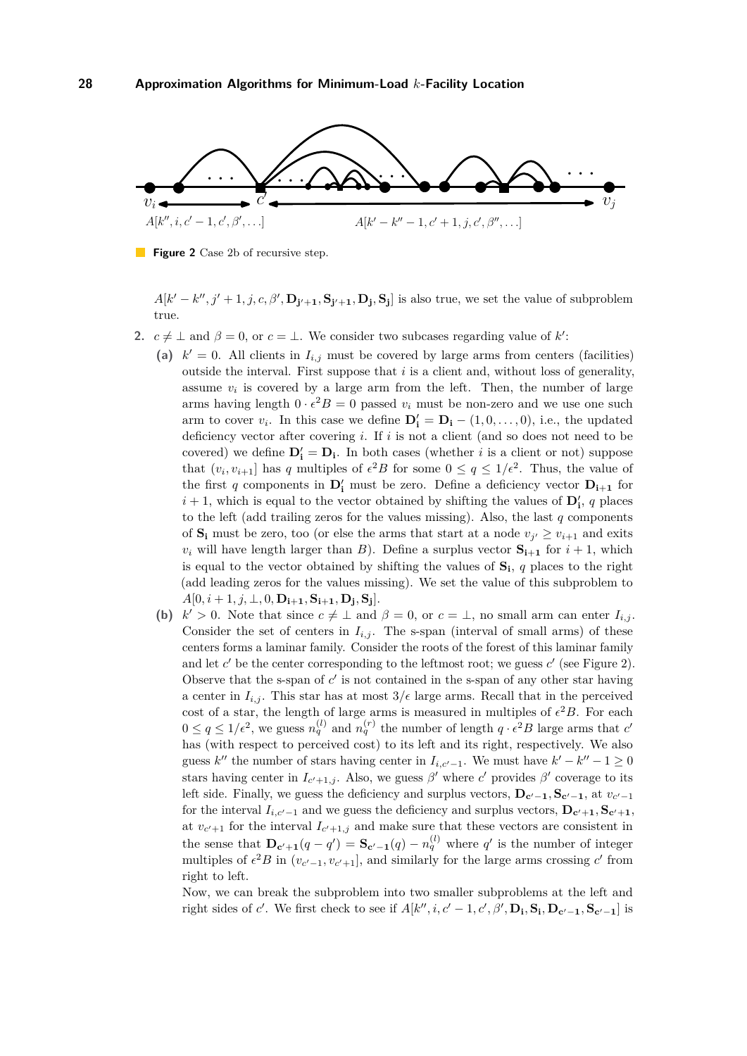**Figure 2** Case 2b of recursive step.

$A[k'-k'', j'+1, j, c, \beta', \mathbf{D_{j'+1}}, \mathbf{S_{j'+1}}, \mathbf{D_j}, \mathbf{S_j}]$ is also true, we set the value of subproblem true.

2. $c \neq \perp$ and $\beta = 0$, or $c = \perp$. We consider two subcases regarding value of $k'$:

   (a) $k' = 0$. All clients in $I_{i,j}$ must be covered by large arms from centers (facilities) outside the interval. First suppose that $i$ is a client and, without loss of generality, assume $v_i$ is covered by a large arm from the left. Then, the number of large arms having length $0 \cdot \epsilon^2 B = 0$ passed $v_i$ must be non-zero and we use one such arm to cover $v_i$. In this case we define $\mathbf{D'_i} = \mathbf{D_i} - (1, 0, \ldots, 0)$, i.e., the updated deficiency vector after covering $i$. If $i$ is not a client (and so does not need to be covered) we define $\mathbf{D'_i} = \mathbf{D_i}$. In both cases (whether $i$ is a client or not) suppose that $(v_i, v_{i+1}]$ has $q$ multiples of $\epsilon^2 B$ for some $0 \leq q \leq 1/\epsilon^2$. Thus, the value of the first $q$ components in $\mathbf{D'_i}$ must be zero. Define a deficiency vector $\mathbf{D_{i+1}}$ for $i+1$, which is equal to the vector obtained by shifting the values of $\mathbf{D'_i}$, $q$ places to the left (add trailing zeros for the values missing). Also, the last $q$ components of $\mathbf{S_i}$ must be zero, too (or else the arms that start at a node $v_{j'} \geq v_{i+1}$ and exits $v_i$ will have length larger than $B$). Define a surplus vector $\mathbf{S_{i+1}}$ for $i+1$, which is equal to the vector obtained by shifting the values of $\mathbf{S_i}$, $q$ places to the right (add leading zeros for the values missing). We set the value of this subproblem to $A[0, i+1, j, \perp, 0, \mathbf{D_{i+1}}, \mathbf{S_{i+1}}, \mathbf{D_j}, \mathbf{S_j}]$.

   (b) $k' > 0$. Note that since $c \neq \perp$ and $\beta = 0$, or $c = \perp$, no small arm can enter $I_{i,j}$. Consider the set of centers in $I_{i,j}$. The s-span (interval of small arms) of these centers forms a laminar family. Consider the roots of the forest of this laminar family and let $c'$ be the center corresponding to the leftmost root; we guess $c'$ (see Figure 2). Observe that the s-span of $c'$ is not contained in the s-span of any other star having a center in $I_{i,j}$. This star has at most $3/\epsilon$ large arms. Recall that in the perceived cost of a star, the length of large arms is measured in multiples of $\epsilon^2 B$. For each $0 \leq q \leq 1/\epsilon^2$, we guess $n_q^{(l)}$ and $n_q^{(r)}$ the number of length $q \cdot \epsilon^2 B$ large arms that $c'$ has (with respect to perceived cost) to its left and its right, respectively. We also guess $k''$ the number of stars having center in $I_{i,c'-1}$. We must have $k' - k'' - 1 \geq 0$ stars having center in $I_{c'+1,j}$. Also, we guess $\beta'$ where $c'$ provides $\beta'$ coverage to its left side. Finally, we guess the deficiency and surplus vectors, $\mathbf{D_{c'-1}}, \mathbf{S_{c'-1}}$, at $v_{c'-1}$ for the interval $I_{i,c'-1}$ and we guess the deficiency and surplus vectors, $\mathbf{D_{c'+1}}, \mathbf{S_{c'+1}}$, at $v_{c'+1}$ for the interval $I_{c'+1,j}$ and make sure that these vectors are consistent in the sense that $\mathbf{D_{c'+1}}(q - q') = \mathbf{S_{c'-1}}(q) - n_q^{(l)}$ where $q'$ is the number of integer multiples of $\epsilon^2 B$ in $(v_{c'-1}, v_{c'+1}]$, and similarly for the large arms crossing $c'$ from right to left.

   Now, we can break the subproblem into two smaller subproblems at the left and right sides of $c'$. We first check to see if $A[k'', i, c'-1, c', \beta', \mathbf{D_i}, \mathbf{S_i}, \mathbf{D_{c'-1}}, \mathbf{S_{c'-1}}]$ is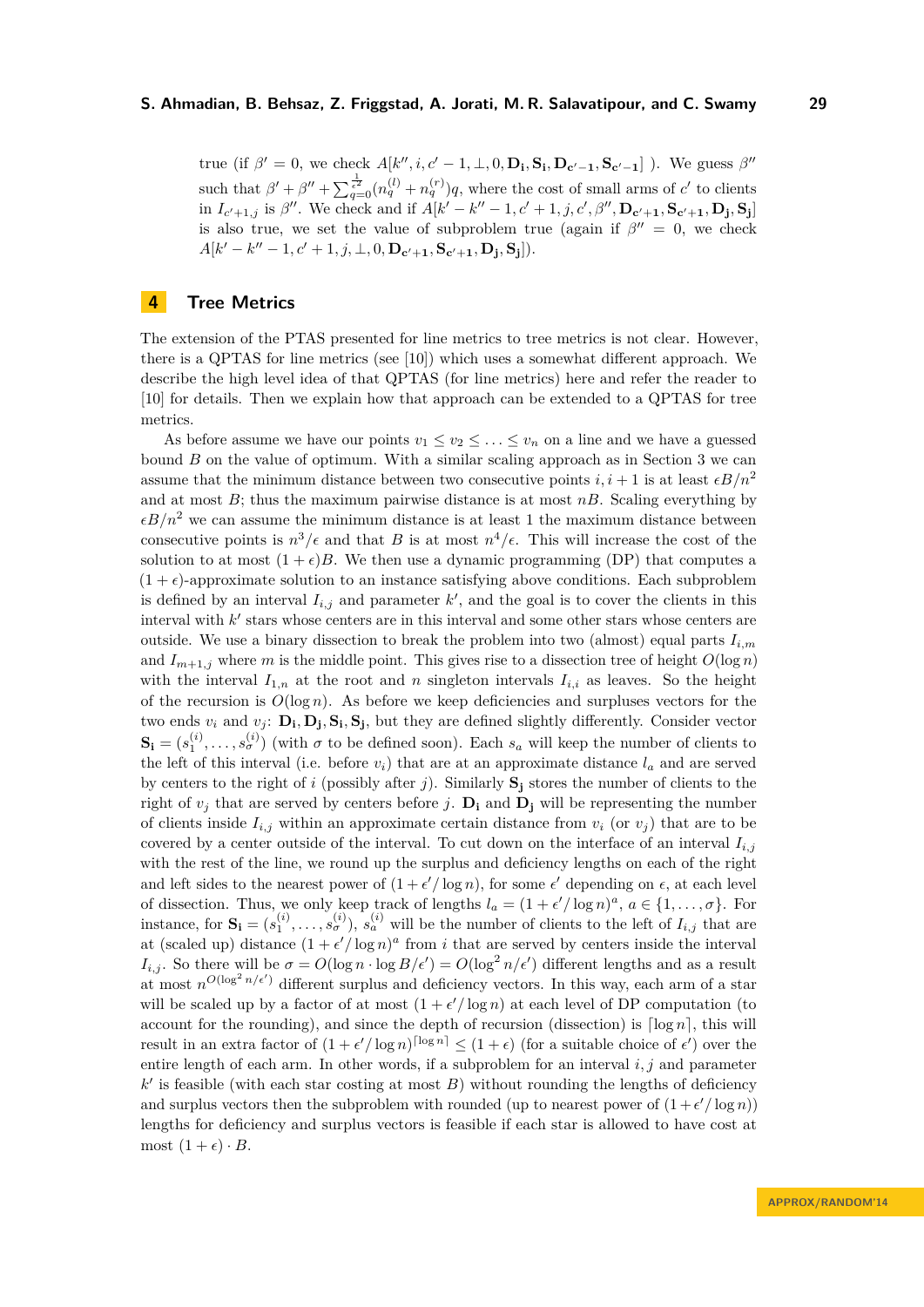true (if $\beta' = 0$, we check $A[k'', i, c'-1, \perp, 0, \mathbf{D_i}, \mathbf{S_i}, \mathbf{D_{c'-1}}, \mathbf{S_{c'-1}}]$ ). We guess $\beta''$ such that $\beta' + \beta'' + \sum_{q=0}^{\frac{1}{\epsilon^2}} (n_q^{(l)} + n_q^{(r)})q$, where the cost of small arms of $c'$ to clients in $I_{c'+1,j}$ is $\beta''$. We check and if $A[k'-k''-1, c'+1, j, c', \beta'', \mathbf{D_{c'+1}}, \mathbf{S_{c'+1}}, \mathbf{D_j}, \mathbf{S_j}]$ is also true, we set the value of subproblem true (again if $\beta'' = 0$, we check $A[k'-k''-1, c'+1, j, \perp, 0, \mathbf{D_{c'+1}}, \mathbf{S_{c'+1}}, \mathbf{D_j}, \mathbf{S_j}]$).

## 4 Tree Metrics

The extension of the PTAS presented for line metrics to tree metrics is not clear. However, there is a QPTAS for line metrics (see [10]) which uses a somewhat different approach. We describe the high level idea of that QPTAS (for line metrics) here and refer the reader to [10] for details. Then we explain how that approach can be extended to a QPTAS for tree metrics.

As before assume we have our points $v_1 \le v_2 \le \ldots \le v_n$ on a line and we have a guessed bound $B$ on the value of optimum. With a similar scaling approach as in Section 3 we can assume that the minimum distance between two consecutive points $i, i+1$ is at least $\epsilon B/n^2$ and at most $B$; thus the maximum pairwise distance is at most $nB$. Scaling everything by $\epsilon B/n^2$ we can assume the minimum distance is at least 1 the maximum distance between consecutive points is $n^3/\epsilon$ and that $B$ is at most $n^4/\epsilon$. This will increase the cost of the solution to at most $(1+\epsilon)B$. We then use a dynamic programming (DP) that computes a $(1+\epsilon)$-approximate solution to an instance satisfying above conditions. Each subproblem is defined by an interval $I_{i,j}$ and parameter $k'$, and the goal is to cover the clients in this interval with $k'$ stars whose centers are in this interval and some other stars whose centers are outside. We use a binary dissection to break the problem into two (almost) equal parts $I_{i,m}$ and $I_{m+1,j}$ where $m$ is the middle point. This gives rise to a dissection tree of height $O(\log n)$ with the interval $I_{1,n}$ at the root and $n$ singleton intervals $I_{i,i}$ as leaves. So the height of the recursion is $O(\log n)$. As before we keep deficiencies and surpluses vectors for the two ends $v_i$ and $v_j$: $\mathbf{D_i}, \mathbf{D_j}, \mathbf{S_i}, \mathbf{S_j}$, but they are defined slightly differently. Consider vector $\mathbf{S_i} = (s_1^{(i)}, \ldots, s_\sigma^{(i)})$ (with $\sigma$ to be defined soon). Each $s_a$ will keep the number of clients to the left of this interval (i.e. before $v_i$) that are at an approximate distance $l_a$ and are served by centers to the right of $i$ (possibly after $j$). Similarly $\mathbf{S_j}$ stores the number of clients to the right of $v_j$ that are served by centers before $j$. $\mathbf{D_i}$ and $\mathbf{D_j}$ will be representing the number of clients inside $I_{i,j}$ within an approximate certain distance from $v_i$ (or $v_j$) that are to be covered by a center outside of the interval. To cut down on the interface of an interval $I_{i,j}$ with the rest of the line, we round up the surplus and deficiency lengths on each of the right and left sides to the nearest power of $(1+\epsilon'/\log n)$, for some $\epsilon'$ depending on $\epsilon$, at each level of dissection. Thus, we only keep track of lengths $l_a = (1+\epsilon'/\log n)^a$, $a \in \{1, \ldots, \sigma\}$. For instance, for $\mathbf{S_i} = (s_1^{(i)}, \ldots, s_\sigma^{(i)})$, $s_a^{(i)}$ will be the number of clients to the left of $I_{i,j}$ that are at (scaled up) distance $(1+\epsilon'/\log n)^a$ from $i$ that are served by centers inside the interval $I_{i,j}$. So there will be $\sigma = O(\log n \cdot \log B/\epsilon') = O(\log^2 n/\epsilon')$ different lengths and as a result at most $n^{O(\log^2 n/\epsilon')}$ different surplus and deficiency vectors. In this way, each arm of a star will be scaled up by a factor of at most $(1+\epsilon'/\log n)$ at each level of DP computation (to account for the rounding), and since the depth of recursion (dissection) is $\lceil \log n \rceil$, this will result in an extra factor of $(1+\epsilon'/\log n)^{\lceil \log n \rceil} \le (1+\epsilon)$ (for a suitable choice of $\epsilon'$) over the entire length of each arm. In other words, if a subproblem for an interval $i, j$ and parameter $k'$ is feasible (with each star costing at most $B$) without rounding the lengths of deficiency and surplus vectors then the subproblem with rounded (up to nearest power of $(1+\epsilon'/\log n)$) lengths for deficiency and surplus vectors is feasible if each star is allowed to have cost at most $(1+\epsilon) \cdot B$.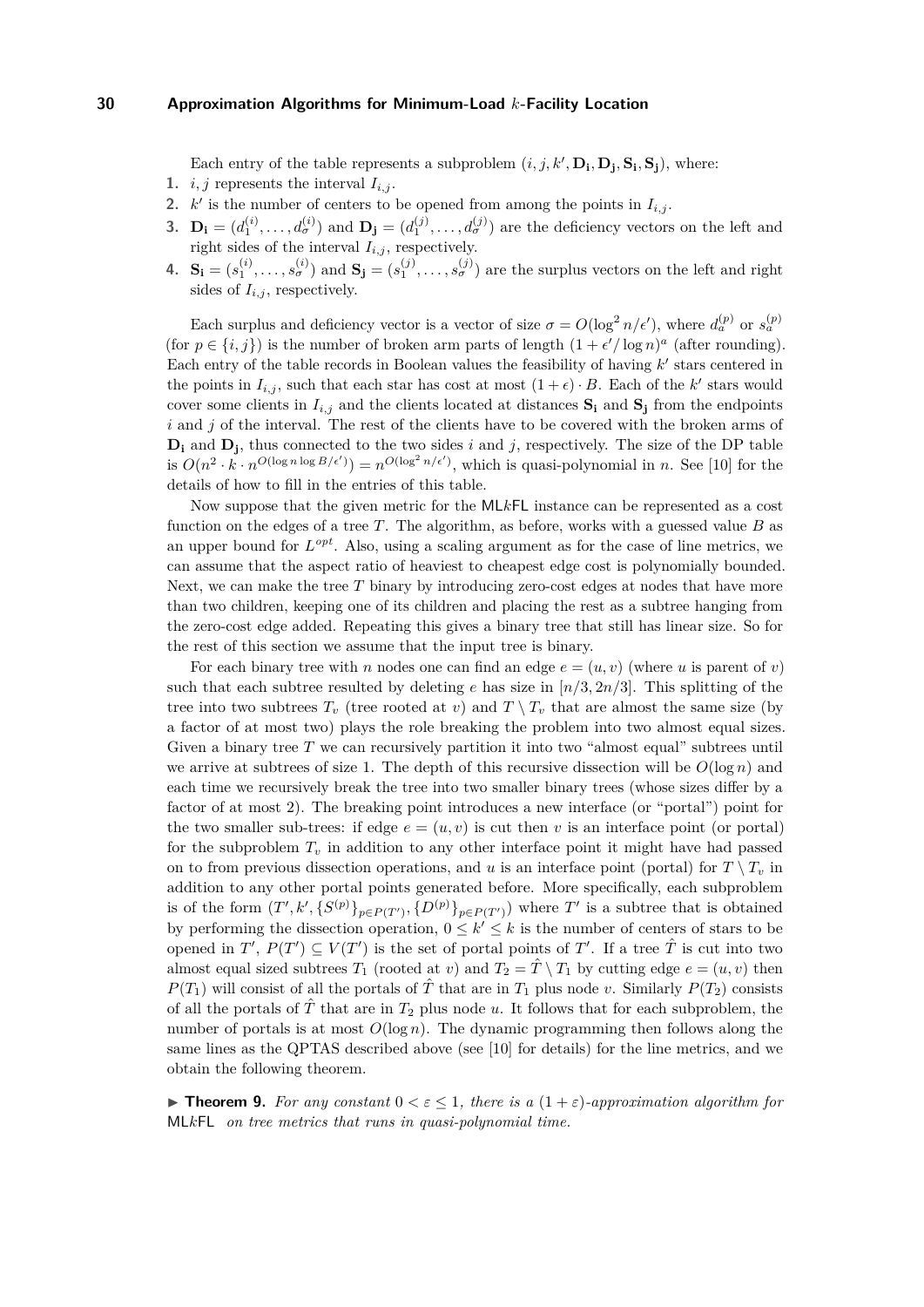Each entry of the table represents a subproblem $(i, j, k', \mathbf{D_i}, \mathbf{D_j}, \mathbf{S_i}, \mathbf{S_j})$, where:

1. $i, j$ represents the interval $I_{i,j}$.
2. $k'$ is the number of centers to be opened from among the points in $I_{i,j}$.
3. $\mathbf{D_i} = (d_1^{(i)}, \ldots, d_\sigma^{(i)})$ and $\mathbf{D_j} = (d_1^{(j)}, \ldots, d_\sigma^{(j)})$ are the deficiency vectors on the left and right sides of the interval $I_{i,j}$, respectively.
4. $\mathbf{S_i} = (s_1^{(i)}, \ldots, s_\sigma^{(i)})$ and $\mathbf{S_j} = (s_1^{(j)}, \ldots, s_\sigma^{(j)})$ are the surplus vectors on the left and right sides of $I_{i,j}$, respectively.

Each surplus and deficiency vector is a vector of size $\sigma = O(\log^2 n/\epsilon')$, where $d_a^{(p)}$ or $s_a^{(p)}$ (for $p \in \{i, j\}$) is the number of broken arm parts of length $(1 + \epsilon'/\log n)^a$ (after rounding). Each entry of the table records in Boolean values the feasibility of having $k'$ stars centered in the points in $I_{i,j}$, such that each star has cost at most $(1 + \epsilon) \cdot B$. Each of the $k'$ stars would cover some clients in $I_{i,j}$ and the clients located at distances $\mathbf{S_i}$ and $\mathbf{S_j}$ from the endpoints $i$ and $j$ of the interval. The rest of the clients have to be covered with the broken arms of $\mathbf{D_i}$ and $\mathbf{D_j}$, thus connected to the two sides $i$ and $j$, respectively. The size of the DP table is $O(n^2 \cdot k \cdot n^{O(\log n \log B/\epsilon')}) = n^{O(\log^2 n/\epsilon')}$, which is quasi-polynomial in $n$. See [10] for the details of how to fill in the entries of this table.

Now suppose that the given metric for the ML$k$FL instance can be represented as a cost function on the edges of a tree $T$. The algorithm, as before, works with a guessed value $B$ as an upper bound for $L^{opt}$. Also, using a scaling argument as for the case of line metrics, we can assume that the aspect ratio of heaviest to cheapest edge cost is polynomially bounded. Next, we can make the tree $T$ binary by introducing zero-cost edges at nodes that have more than two children, keeping one of its children and placing the rest as a subtree hanging from the zero-cost edge added. Repeating this gives a binary tree that still has linear size. So for the rest of this section we assume that the input tree is binary.

For each binary tree with $n$ nodes one can find an edge $e = (u, v)$ (where $u$ is parent of $v$) such that each subtree resulted by deleting $e$ has size in $[n/3, 2n/3]$. This splitting of the tree into two subtrees $T_v$ (tree rooted at $v$) and $T \setminus T_v$ that are almost the same size (by a factor of at most two) plays the role breaking the problem into two almost equal sizes. Given a binary tree $T$ we can recursively partition it into two "almost equal" subtrees until we arrive at subtrees of size 1. The depth of this recursive dissection will be $O(\log n)$ and each time we recursively break the tree into two smaller binary trees (whose sizes differ by a factor of at most 2). The breaking point introduces a new interface (or "portal") point for the two smaller sub-trees: if edge $e = (u, v)$ is cut then $v$ is an interface point (or portal) for the subproblem $T_v$ in addition to any other interface point it might have had passed on to from previous dissection operations, and $u$ is an interface point (portal) for $T \setminus T_v$ in addition to any other portal points generated before. More specifically, each subproblem is of the form $(T', k', \{S^{(p)}\}_{p \in P(T')}, \{D^{(p)}\}_{p \in P(T')})$ where $T'$ is a subtree that is obtained by performing the dissection operation, $0 \le k' \le k$ is the number of centers of stars to be opened in $T'$, $P(T') \subseteq V(T')$ is the set of portal points of $T'$. If a tree $\hat{T}$ is cut into two almost equal sized subtrees $T_1$ (rooted at $v$) and $T_2 = \hat{T} \setminus T_1$ by cutting edge $e = (u, v)$ then $P(T_1)$ will consist of all the portals of $\hat{T}$ that are in $T_1$ plus node $v$. Similarly $P(T_2)$ consists of all the portals of $\hat{T}$ that are in $T_2$ plus node $u$. It follows that for each subproblem, the number of portals is at most $O(\log n)$. The dynamic programming then follows along the same lines as the QPTAS described above (see [10] for details) for the line metrics, and we obtain the following theorem.

▶ **Theorem 9.** *For any constant $0 < \varepsilon \le 1$, there is a $(1 + \varepsilon)$-approximation algorithm for* ML$k$FL *on tree metrics that runs in quasi-polynomial time.*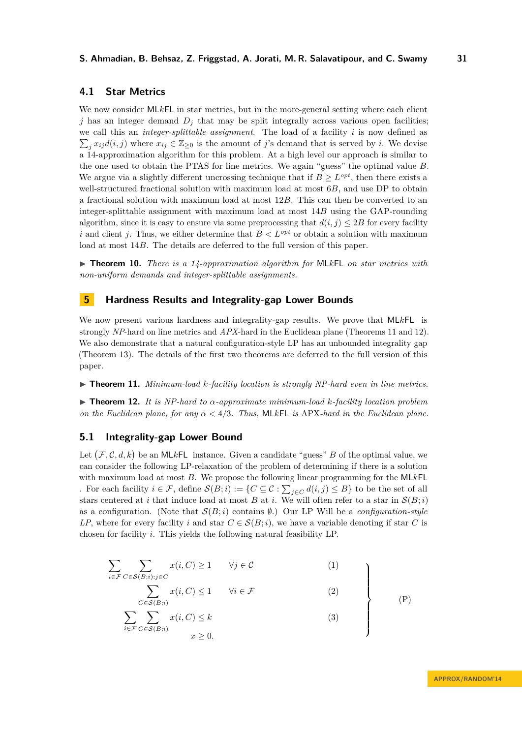### 4.1 Star Metrics

We now consider ML$k$FL in star metrics, but in the more-general setting where each client $j$ has an integer demand $D_j$ that may be split integrally across various open facilities; we call this an *integer-splittable assignment*. The load of a facility $i$ is now defined as $\sum_j x_{ij} d(i,j)$ where $x_{ij} \in \mathbb{Z}_{\geq 0}$ is the amount of $j$'s demand that is served by $i$. We devise a 14-approximation algorithm for this problem. At a high level our approach is similar to the one used to obtain the PTAS for line metrics. We again "guess" the optimal value $B$. We argue via a slightly different uncrossing technique that if $B \geq L^{opt}$, then there exists a well-structured fractional solution with maximum load at most $6B$, and use DP to obtain a fractional solution with maximum load at most $12B$. This can then be converted to an integer-splittable assignment with maximum load at most $14B$ using the GAP-rounding algorithm, since it is easy to ensure via some preprocessing that $d(i,j) \leq 2B$ for every facility $i$ and client $j$. Thus, we either determine that $B < L^{opt}$ or obtain a solution with maximum load at most $14B$. The details are deferred to the full version of this paper.

▶ **Theorem 10.** *There is a 14-approximation algorithm for* ML$k$FL *on star metrics with non-uniform demands and integer-splittable assignments.*

## 5 Hardness Results and Integrality-gap Lower Bounds

We now present various hardness and integrality-gap results. We prove that ML$k$FL is strongly *NP*-hard on line metrics and *APX*-hard in the Euclidean plane (Theorems 11 and 12). We also demonstrate that a natural configuration-style LP has an unbounded integrality gap (Theorem 13). The details of the first two theorems are deferred to the full version of this paper.

▶ **Theorem 11.** *Minimum-load $k$-facility location is strongly NP-hard even in line metrics.*

▶ **Theorem 12.** *It is NP-hard to $\alpha$-approximate minimum-load $k$-facility location problem on the Euclidean plane, for any $\alpha < 4/3$. Thus,* ML$k$FL *is* APX*-hard in the Euclidean plane.*

### 5.1 Integrality-gap Lower Bound

Let $(\mathcal{F}, \mathcal{C}, d, k)$ be an ML$k$FL instance. Given a candidate "guess" $B$ of the optimal value, we can consider the following LP-relaxation of the problem of determining if there is a solution with maximum load at most $B$. We propose the following linear programming for the ML$k$FL . For each facility $i \in \mathcal{F}$, define $\mathcal{S}(B;i) := \{C \subseteq \mathcal{C} : \sum_{j \in C} d(i,j) \leq B\}$ to be the set of all stars centered at $i$ that induce load at most $B$ at $i$. We will often refer to a star in $\mathcal{S}(B;i)$ as a configuration. (Note that $\mathcal{S}(B;i)$ contains $\emptyset$.) Our LP Will be a *configuration-style LP*, where for every facility $i$ and star $C \in \mathcal{S}(B;i)$, we have a variable denoting if star $C$ is chosen for facility $i$. This yields the following natural feasibility LP.

$$
\left.
\begin{aligned}
\sum_{i \in \mathcal{F}} \sum_{C \in \mathcal{S}(B;i): j \in C} x(i,C) &\geq 1 \qquad \forall j \in \mathcal{C} && (1)\\
\sum_{C \in \mathcal{S}(B;i)} x(i,C) &\leq 1 \qquad \forall i \in \mathcal{F} && (2)\\
\sum_{i \in \mathcal{F}} \sum_{C \in \mathcal{S}(B;i)} x(i,C) &\leq k && (3)\\
x &\geq 0.
\end{aligned}
\right\} \qquad \text{(P)}
$$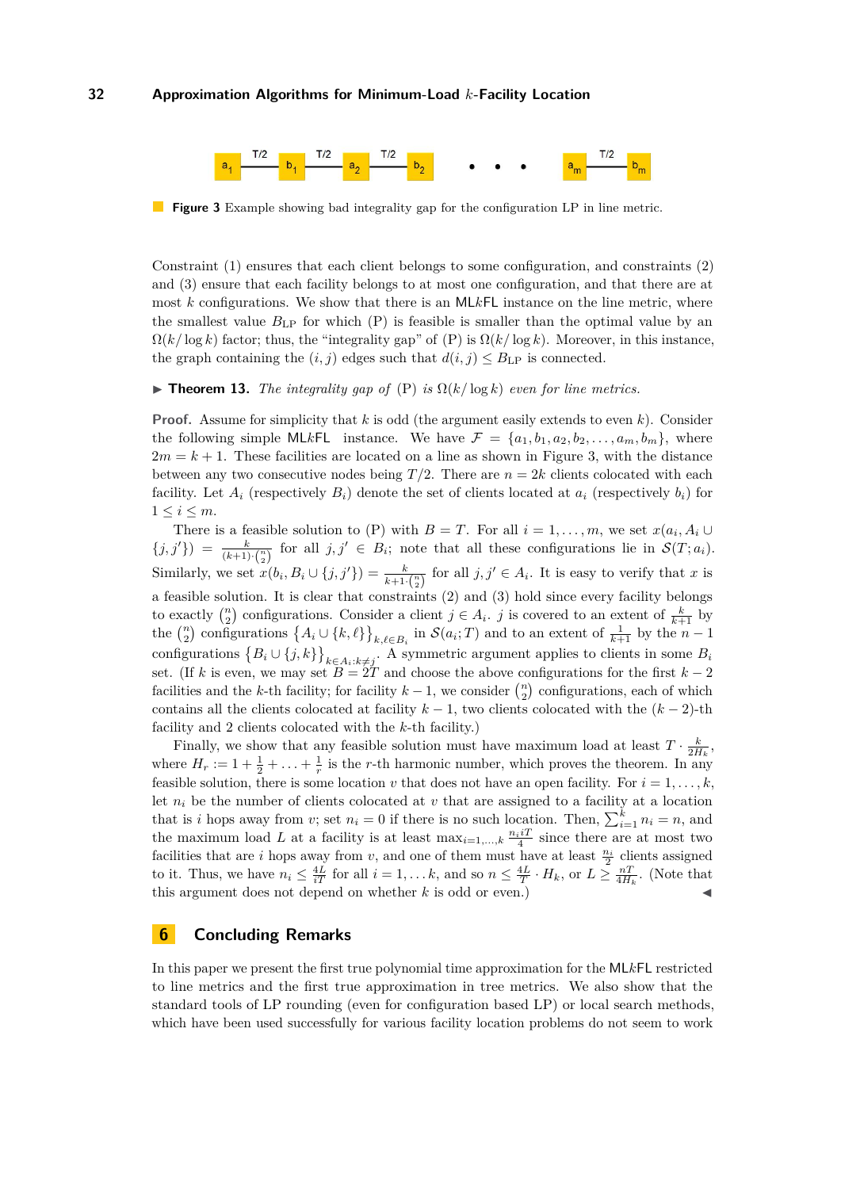**Figure 3** Example showing bad integrality gap for the configuration LP in line metric.

Constraint (1) ensures that each client belongs to some configuration, and constraints (2) and (3) ensure that each facility belongs to at most one configuration, and that there are at most $k$ configurations. We show that there is an ML$k$FL instance on the line metric, where the smallest value $B_{\text{LP}}$ for which (P) is feasible is smaller than the optimal value by an $\Omega(k/\log k)$ factor; thus, the "integrality gap" of (P) is $\Omega(k/\log k)$. Moreover, in this instance, the graph containing the $(i,j)$ edges such that $d(i,j) \le B_{\text{LP}}$ is connected.

▶ **Theorem 13.** *The integrality gap of* (P) *is* $\Omega(k/\log k)$ *even for line metrics.*

**Proof.** Assume for simplicity that $k$ is odd (the argument easily extends to even $k$). Consider the following simple ML$k$FL instance. We have $\mathcal{F} = \{a_1, b_1, a_2, b_2, \ldots, a_m, b_m\}$, where $2m = k+1$. These facilities are located on a line as shown in Figure 3, with the distance between any two consecutive nodes being $T/2$. There are $n = 2k$ clients colocated with each facility. Let $A_i$ (respectively $B_i$) denote the set of clients located at $a_i$ (respectively $b_i$) for $1 \le i \le m$.

There is a feasible solution to (P) with $B = T$. For all $i = 1, \ldots, m$, we set $x(a_i, A_i \cup \{j, j'\}) = \frac{k}{(k+1)\cdot\binom{n}{2}}$ for all $j, j' \in B_i$; note that all these configurations lie in $\mathcal{S}(T; a_i)$. Similarly, we set $x(b_i, B_i \cup \{j, j'\}) = \frac{k}{k+1\cdot\binom{n}{2}}$ for all $j, j' \in A_i$. It is easy to verify that $x$ is a feasible solution. It is clear that constraints (2) and (3) hold since every facility belongs to exactly $\binom{n}{2}$ configurations. Consider a client $j \in A_i$. $j$ is covered to an extent of $\frac{k}{k+1}$ by the $\binom{n}{2}$ configurations $\{A_i \cup \{k, \ell\}\}_{k,\ell \in B_i}$ in $\mathcal{S}(a_i; T)$ and to an extent of $\frac{1}{k+1}$ by the $n-1$ configurations $\{B_i \cup \{j, k\}\}_{k \in A_i : k \ne j}$. A symmetric argument applies to clients in some $B_i$ set. (If $k$ is even, we may set $B = 2T$ and choose the above configurations for the first $k-2$ facilities and the $k$-th facility; for facility $k-1$, we consider $\binom{n}{2}$ configurations, each of which contains all the clients colocated at facility $k-1$, two clients colocated with the $(k-2)$-th facility and 2 clients colocated with the $k$-th facility.)

Finally, we show that any feasible solution must have maximum load at least $T \cdot \frac{k}{2H_k}$, where $H_r := 1 + \frac{1}{2} + \ldots + \frac{1}{r}$ is the $r$-th harmonic number, which proves the theorem. In any feasible solution, there is some location $v$ that does not have an open facility. For $i = 1, \ldots, k$, let $n_i$ be the number of clients colocated at $v$ that are assigned to a facility at a location that is $i$ hops away from $v$; set $n_i = 0$ if there is no such location. Then, $\sum_{i=1}^{k} n_i = n$, and the maximum load $L$ at a facility is at least $\max_{i=1,\ldots,k} \frac{n_i i T}{4}$ since there are at most two facilities that are $i$ hops away from $v$, and one of them must have at least $\frac{n_i}{2}$ clients assigned to it. Thus, we have $n_i \le \frac{4L}{iT}$ for all $i = 1, \ldots k$, and so $n \le \frac{4L}{T} \cdot H_k$, or $L \ge \frac{nT}{4H_k}$. (Note that this argument does not depend on whether $k$ is odd or even.) ◀

## 6 Concluding Remarks

In this paper we present the first true polynomial time approximation for the ML$k$FL restricted to line metrics and the first true approximation in tree metrics. We also show that the standard tools of LP rounding (even for configuration based LP) or local search methods, which have been used successfully for various facility location problems do not seem to work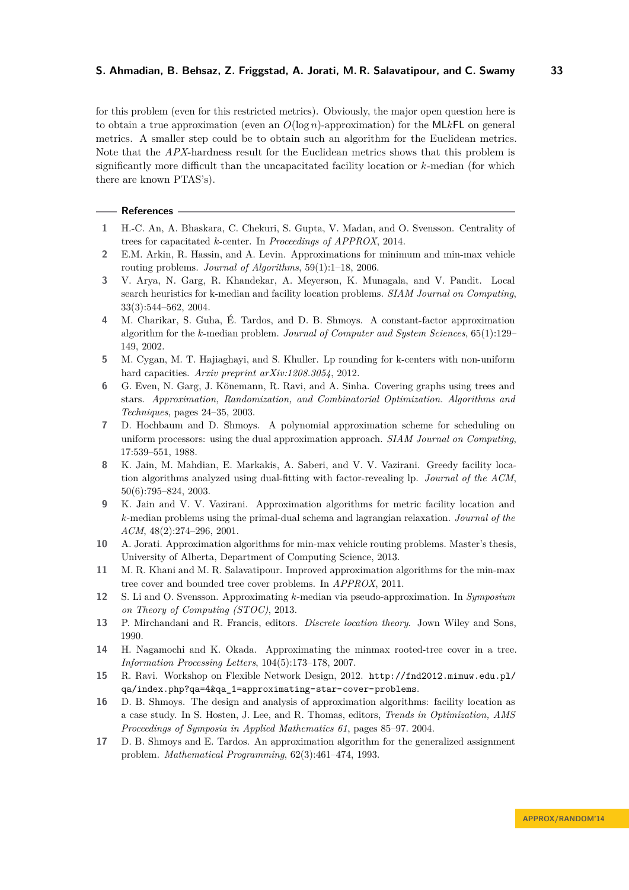for this problem (even for this restricted metrics). Obviously, the major open question here is to obtain a true approximation (even an $O(\log n)$-approximation) for the ML$k$FL on general metrics. A smaller step could be to obtain such an algorithm for the Euclidean metrics. Note that the *APX*-hardness result for the Euclidean metrics shows that this problem is significantly more difficult than the uncapacitated facility location or $k$-median (for which there are known PTAS's).

## References

1. H.-C. An, A. Bhaskara, C. Chekuri, S. Gupta, V. Madan, and O. Svensson. Centrality of trees for capacitated $k$-center. In *Proceedings of APPROX*, 2014.
2. E.M. Arkin, R. Hassin, and A. Levin. Approximations for minimum and min-max vehicle routing problems. *Journal of Algorithms*, 59(1):1–18, 2006.
3. V. Arya, N. Garg, R. Khandekar, A. Meyerson, K. Munagala, and V. Pandit. Local search heuristics for k-median and facility location problems. *SIAM Journal on Computing*, 33(3):544–562, 2004.
4. M. Charikar, S. Guha, É. Tardos, and D. B. Shmoys. A constant-factor approximation algorithm for the $k$-median problem. *Journal of Computer and System Sciences*, 65(1):129–149, 2002.
5. M. Cygan, M. T. Hajiaghayi, and S. Khuller. Lp rounding for k-centers with non-uniform hard capacities. *Arxiv preprint arXiv:1208.3054*, 2012.
6. G. Even, N. Garg, J. Könemann, R. Ravi, and A. Sinha. Covering graphs using trees and stars. *Approximation, Randomization, and Combinatorial Optimization. Algorithms and Techniques*, pages 24–35, 2003.
7. D. Hochbaum and D. Shmoys. A polynomial approximation scheme for scheduling on uniform processors: using the dual approximation approach. *SIAM Journal on Computing*, 17:539–551, 1988.
8. K. Jain, M. Mahdian, E. Markakis, A. Saberi, and V. V. Vazirani. Greedy facility location algorithms analyzed using dual-fitting with factor-revealing lp. *Journal of the ACM*, 50(6):795–824, 2003.
9. K. Jain and V. V. Vazirani. Approximation algorithms for metric facility location and $k$-median problems using the primal-dual schema and lagrangian relaxation. *Journal of the ACM*, 48(2):274–296, 2001.
10. A. Jorati. Approximation algorithms for min-max vehicle routing problems. Master's thesis, University of Alberta, Department of Computing Science, 2013.
11. M. R. Khani and M. R. Salavatipour. Improved approximation algorithms for the min-max tree cover and bounded tree cover problems. In *APPROX*, 2011.
12. S. Li and O. Svensson. Approximating $k$-median via pseudo-approximation. In *Symposium on Theory of Computing (STOC)*, 2013.
13. P. Mirchandani and R. Francis, editors. *Discrete location theory*. Jown Wiley and Sons, 1990.
14. H. Nagamochi and K. Okada. Approximating the minmax rooted-tree cover in a tree. *Information Processing Letters*, 104(5):173–178, 2007.
15. R. Ravi. Workshop on Flexible Network Design, 2012. `http://fnd2012.mimuw.edu.pl/qa/index.php?qa=4&qa_1=approximating-star-cover-problems`.
16. D. B. Shmoys. The design and analysis of approximation algorithms: facility location as a case study. In S. Hosten, J. Lee, and R. Thomas, editors, *Trends in Optimization, AMS Proceedings of Symposia in Applied Mathematics 61*, pages 85–97. 2004.
17. D. B. Shmoys and E. Tardos. An approximation algorithm for the generalized assignment problem. *Mathematical Programming*, 62(3):461–474, 1993.